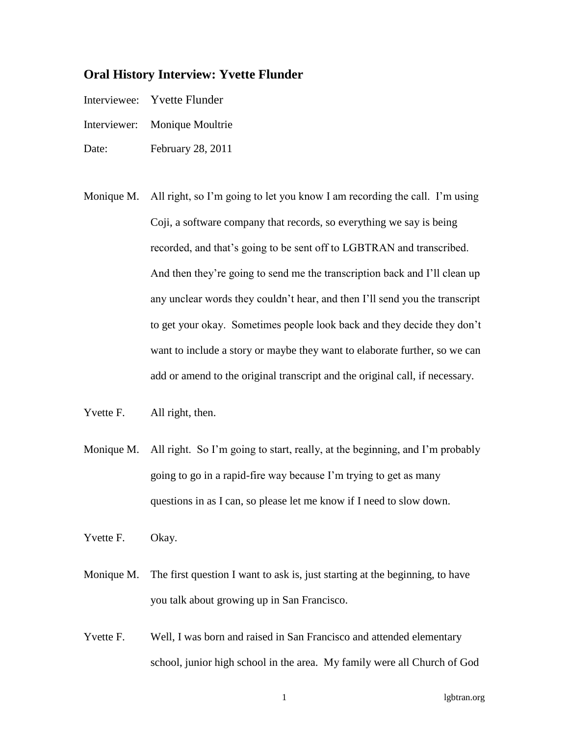## Oral History Interview: Yvette Flunder

Interviewee: Yvette Flunder

Interviewer: Monique Moultrie

Date: February 28, 2011

Monique M. All right, so I'm going to let you know I am recording the call. I'm using Coji, a software company that records, so everything we say is being recorded, and that's going to be sent off to LGBTRAN and transcribed. And then they're going to send me the transcription back and I'll clean up any unclear words they couldn't hear, and then I'll send you the transcript to get your okay. Sometimes people look back and they decide they don't want to include a story or maybe they want to elaborate further, so we can add or amend to the original transcript and the original call, if necessary.

Yvette F. All right, then.

Monique M. All right. So I'm going to start, really, at the beginning, and I'm probably going to go in a rapid-fire way because I'm trying to get as many questions in as I can, so please let me know if I need to slow down.

Yvette F. Okay.

Monique M. The first question I want to ask is, just starting at the beginning, to have you talk about growing up in San Francisco.

Yvette F. Well, I was born and raised in San Francisco and attended elementary school, junior high school in the area. My family were all Church of God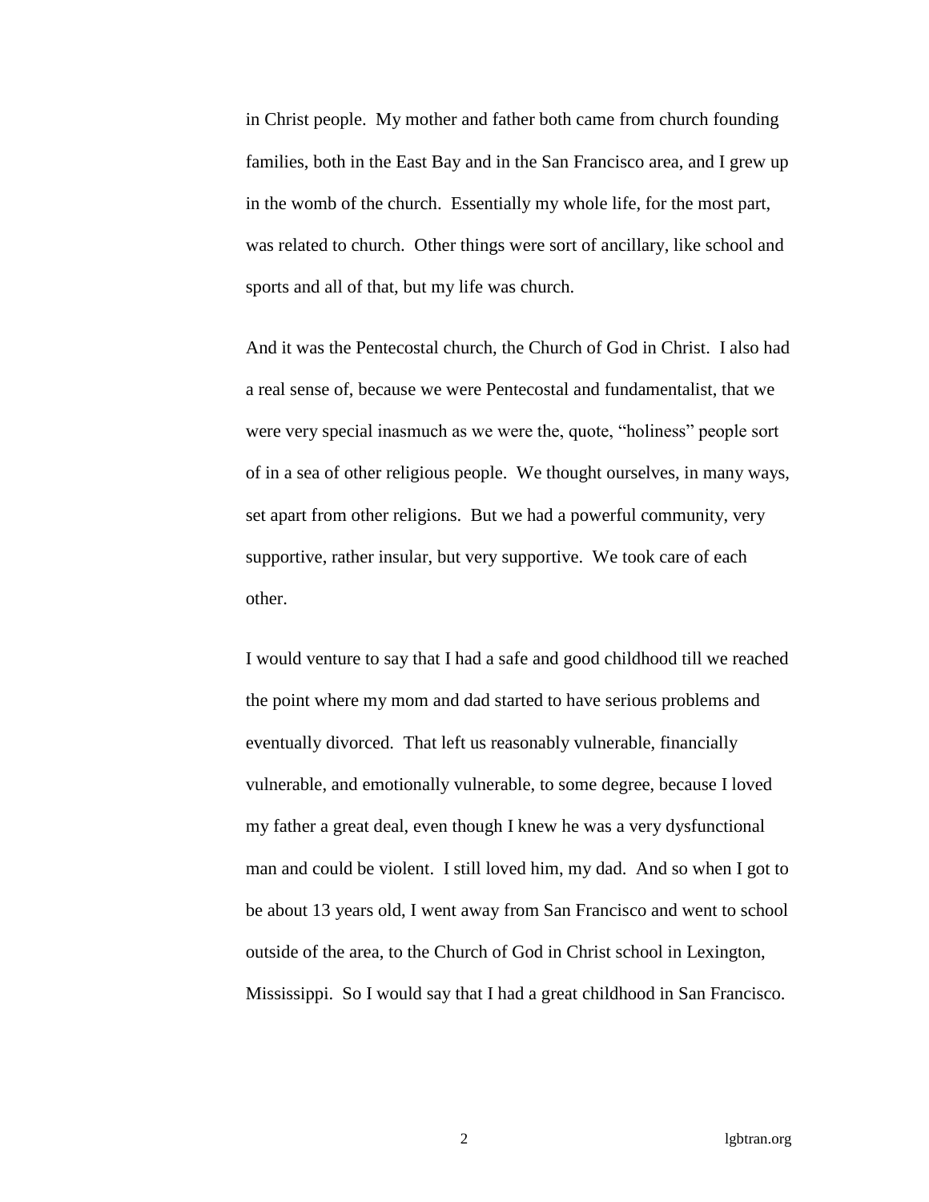in Christ people. My mother and father both came from church founding families, both in the East Bay and in the San Francisco area, and I grew up in the womb of the church. Essentially my whole life, for the most part, was related to church. Other things were sort of ancillary, like school and sports and all of that, but my life was church.

And it was the Pentecostal church, the Church of God in Christ. I also had a real sense of, because we were Pentecostal and fundamentalist, that we were very special inasmuch as we were the, quote, "holiness" people sort of in a sea of other religious people. We thought ourselves, in many ways, set apart from other religions. But we had a powerful community, very supportive, rather insular, but very supportive. We took care of each other.

I would venture to say that I had a safe and good childhood till we reached the point where my mom and dad started to have serious problems and eventually divorced. That left us reasonably vulnerable, financially vulnerable, and emotionally vulnerable, to some degree, because I loved my father a great deal, even though I knew he was a very dysfunctional man and could be violent. I still loved him, my dad. And so when I got to be about 13 years old, I went away from San Francisco and went to school outside of the area, to the Church of God in Christ school in Lexington, Mississippi. So I would say that I had a great childhood in San Francisco.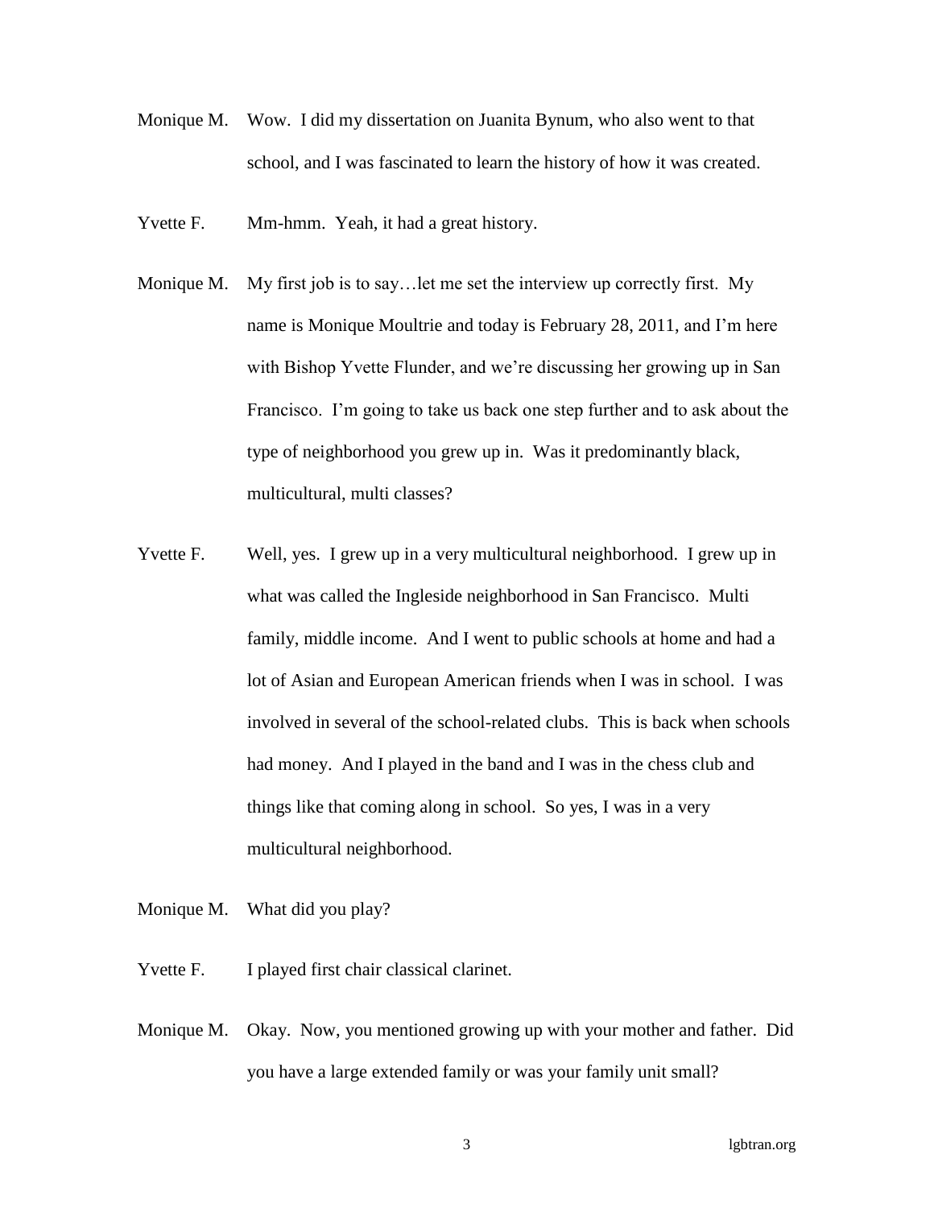Monique M. Wow. I did my dissertation on Juanita Bynum, who also went to that school, and I was fascinated to learn the history of how it was created.

Yvette F. Mm-hmm. Yeah, it had a great history.

Monique M. My first job is to say…let me set the interview up correctly first. My name is Monique Moultrie and today is February 28, 2011, and I'm here with Bishop Yvette Flunder, and we're discussing her growing up in San Francisco. I'm going to take us back one step further and to ask about the type of neighborhood you grew up in. Was it predominantly black, multicultural, multi classes?

Yvette F. Well, yes. I grew up in a very multicultural neighborhood. I grew up in what was called the Ingleside neighborhood in San Francisco. Multi family, middle income. And I went to public schools at home and had a lot of Asian and European American friends when I was in school. I was involved in several of the school-related clubs. This is back when schools had money. And I played in the band and I was in the chess club and things like that coming along in school. So yes, I was in a very multicultural neighborhood.

Monique M. What did you play?

Yvette F. I played first chair classical clarinet.

Monique M. Okay. Now, you mentioned growing up with your mother and father. Did you have a large extended family or was your family unit small?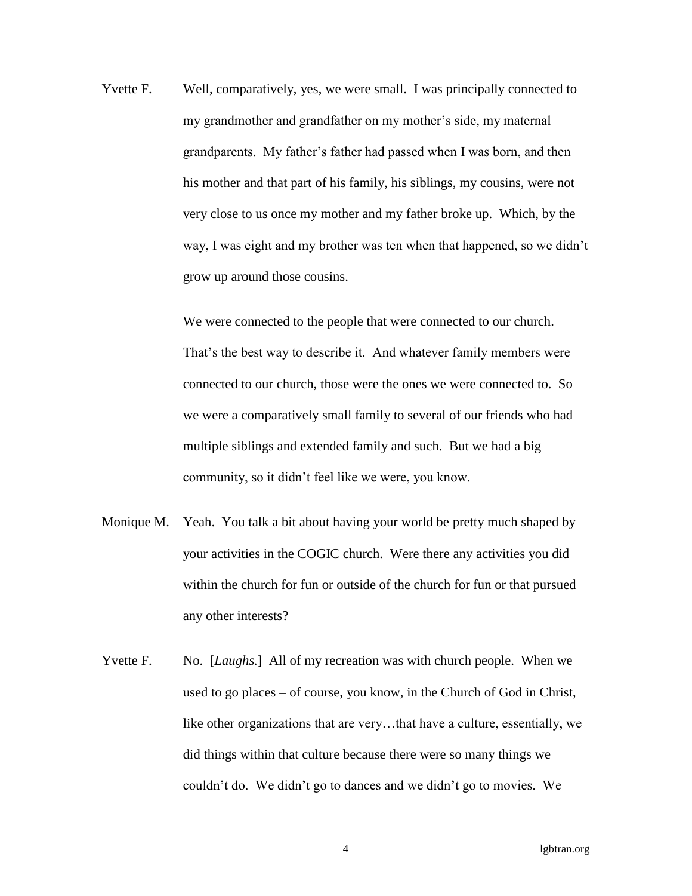Yvette F. Well, comparatively, yes, we were small. I was principally connected to my grandmother and grandfather on my mother's side, my maternal grandparents. My father's father had passed when I was born, and then his mother and that part of his family, his siblings, my cousins, were not very close to us once my mother and my father broke up. Which, by the way, I was eight and my brother was ten when that happened, so we didn't grow up around those cousins.

We were connected to the people that were connected to our church. That's the best way to describe it. And whatever family members were connected to our church, those were the ones we were connected to. So we were a comparatively small family to several of our friends who had multiple siblings and extended family and such. But we had a big community, so it didn't feel like we were, you know.

Monique M. Yeah. You talk a bit about having your world be pretty much shaped by your activities in the COGIC church. Were there any activities you did within the church for fun or outside of the church for fun or that pursued any other interests?

Yvette F. No. [*Laughs.*] All of my recreation was with church people. When we used to go places – of course, you know, in the Church of God in Christ, like other organizations that are very…that have a culture, essentially, we did things within that culture because there were so many things we couldn't do. We didn't go to dances and we didn't go to movies. We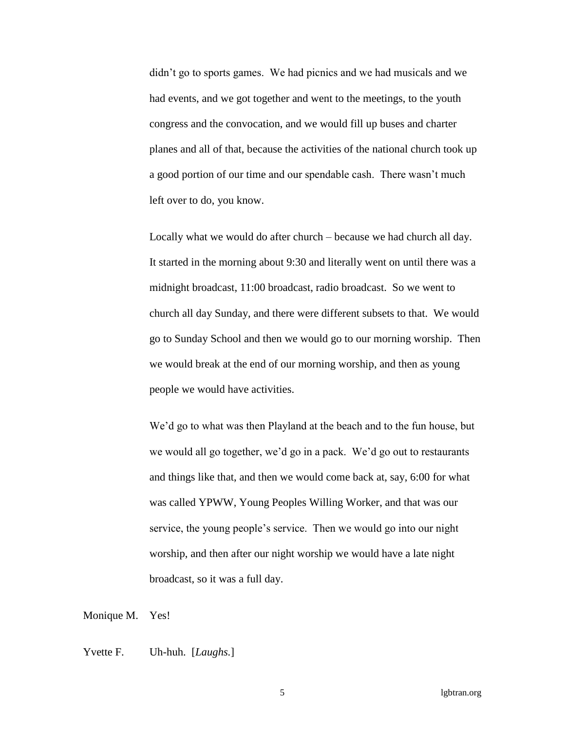didn't go to sports games. We had picnics and we had musicals and we had events, and we got together and went to the meetings, to the youth congress and the convocation, and we would fill up buses and charter planes and all of that, because the activities of the national church took up a good portion of our time and our spendable cash. There wasn't much left over to do, you know.

Locally what we would do after church – because we had church all day. It started in the morning about 9:30 and literally went on until there was a midnight broadcast, 11:00 broadcast, radio broadcast. So we went to church all day Sunday, and there were different subsets to that. We would go to Sunday School and then we would go to our morning worship. Then we would break at the end of our morning worship, and then as young people we would have activities.

We'd go to what was then Playland at the beach and to the fun house, but we would all go together, we'd go in a pack. We'd go out to restaurants and things like that, and then we would come back at, say, 6:00 for what was called YPWW, Young Peoples Willing Worker, and that was our service, the young people's service. Then we would go into our night worship, and then after our night worship we would have a late night broadcast, so it was a full day.

Monique M. Yes!

Yvette F. Uh-huh. [*Laughs.*]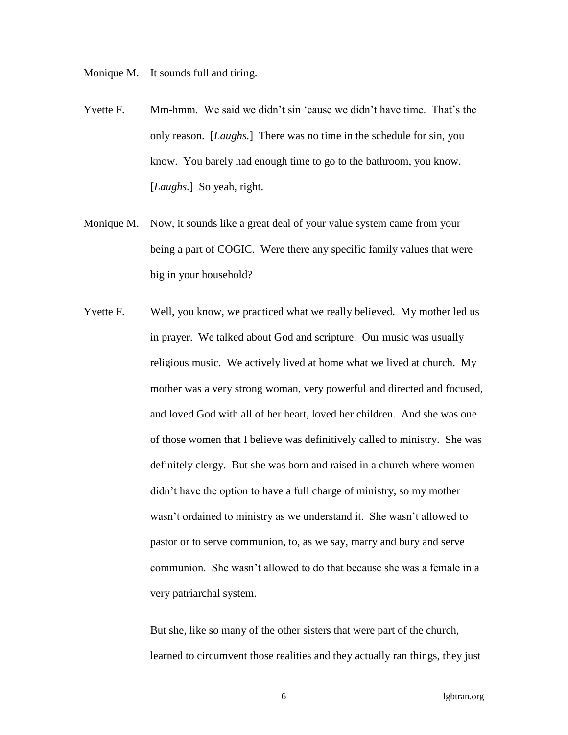Monique M. It sounds full and tiring.

Yvette F. Mm-hmm. We said we didn't sin 'cause we didn't have time. That's the only reason. [*Laughs.*] There was no time in the schedule for sin, you know. You barely had enough time to go to the bathroom, you know. [*Laughs.*] So yeah, right.

Monique M. Now, it sounds like a great deal of your value system came from your being a part of COGIC. Were there any specific family values that were big in your household?

Yvette F. Well, you know, we practiced what we really believed. My mother led us in prayer. We talked about God and scripture. Our music was usually religious music. We actively lived at home what we lived at church. My mother was a very strong woman, very powerful and directed and focused, and loved God with all of her heart, loved her children. And she was one of those women that I believe was definitively called to ministry. She was definitely clergy. But she was born and raised in a church where women didn't have the option to have a full charge of ministry, so my mother wasn't ordained to ministry as we understand it. She wasn't allowed to pastor or to serve communion, to, as we say, marry and bury and serve communion. She wasn't allowed to do that because she was a female in a very patriarchal system.

But she, like so many of the other sisters that were part of the church, learned to circumvent those realities and they actually ran things, they just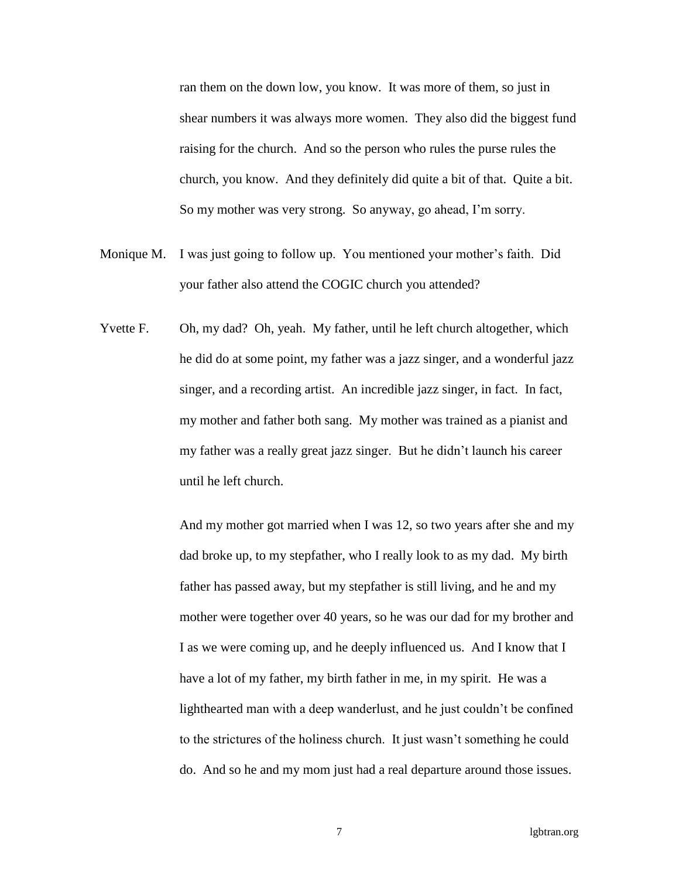ran them on the down low, you know. It was more of them, so just in shear numbers it was always more women. They also did the biggest fund raising for the church. And so the person who rules the purse rules the church, you know. And they definitely did quite a bit of that. Quite a bit. So my mother was very strong. So anyway, go ahead, I'm sorry.

Monique M. I was just going to follow up. You mentioned your mother's faith. Did your father also attend the COGIC church you attended?

Yvette F. Oh, my dad? Oh, yeah. My father, until he left church altogether, which he did do at some point, my father was a jazz singer, and a wonderful jazz singer, and a recording artist. An incredible jazz singer, in fact. In fact, my mother and father both sang. My mother was trained as a pianist and my father was a really great jazz singer. But he didn't launch his career until he left church.

And my mother got married when I was 12, so two years after she and my dad broke up, to my stepfather, who I really look to as my dad. My birth father has passed away, but my stepfather is still living, and he and my mother were together over 40 years, so he was our dad for my brother and I as we were coming up, and he deeply influenced us. And I know that I have a lot of my father, my birth father in me, in my spirit. He was a lighthearted man with a deep wanderlust, and he just couldn't be confined to the strictures of the holiness church. It just wasn't something he could do. And so he and my mom just had a real departure around those issues.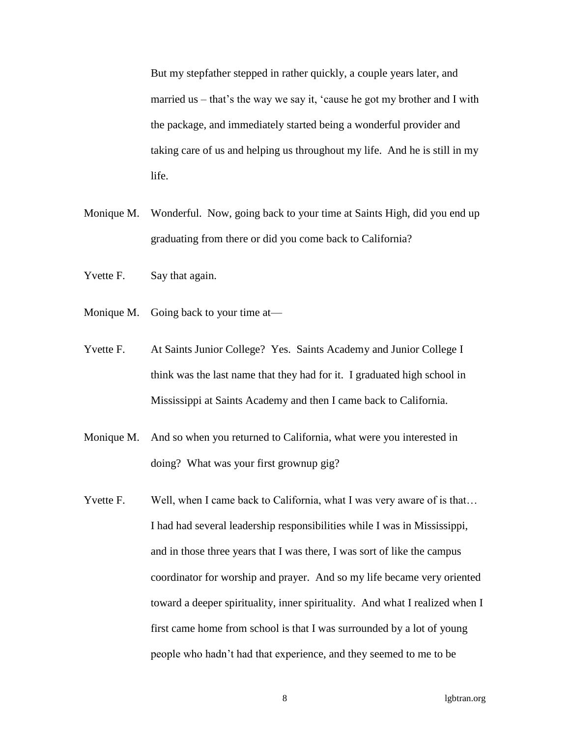But my stepfather stepped in rather quickly, a couple years later, and married us – that's the way we say it, 'cause he got my brother and I with the package, and immediately started being a wonderful provider and taking care of us and helping us throughout my life. And he is still in my life.

Monique M. Wonderful. Now, going back to your time at Saints High, did you end up graduating from there or did you come back to California?

Yvette F. Say that again.

Monique M. Going back to your time at—

Yvette F. At Saints Junior College? Yes. Saints Academy and Junior College I think was the last name that they had for it. I graduated high school in Mississippi at Saints Academy and then I came back to California.

Monique M. And so when you returned to California, what were you interested in doing? What was your first grownup gig?

Yvette F. Well, when I came back to California, what I was very aware of is that… I had had several leadership responsibilities while I was in Mississippi, and in those three years that I was there, I was sort of like the campus coordinator for worship and prayer. And so my life became very oriented toward a deeper spirituality, inner spirituality. And what I realized when I first came home from school is that I was surrounded by a lot of young people who hadn't had that experience, and they seemed to me to be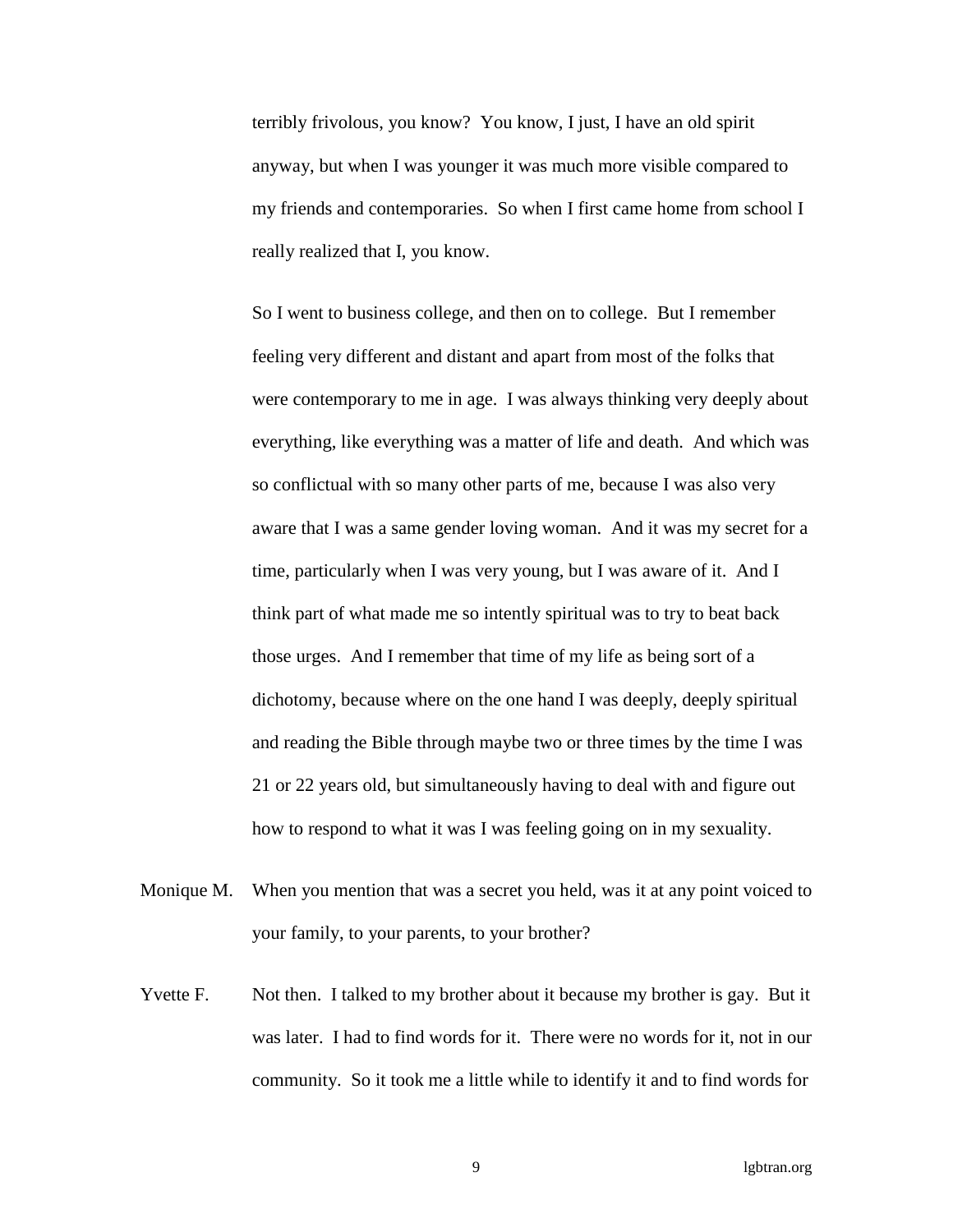terribly frivolous, you know? You know, I just, I have an old spirit anyway, but when I was younger it was much more visible compared to my friends and contemporaries. So when I first came home from school I really realized that I, you know.

So I went to business college, and then on to college. But I remember feeling very different and distant and apart from most of the folks that were contemporary to me in age. I was always thinking very deeply about everything, like everything was a matter of life and death. And which was so conflictual with so many other parts of me, because I was also very aware that I was a same gender loving woman. And it was my secret for a time, particularly when I was very young, but I was aware of it. And I think part of what made me so intently spiritual was to try to beat back those urges. And I remember that time of my life as being sort of a dichotomy, because where on the one hand I was deeply, deeply spiritual and reading the Bible through maybe two or three times by the time I was 21 or 22 years old, but simultaneously having to deal with and figure out how to respond to what it was I was feeling going on in my sexuality.

Monique M. When you mention that was a secret you held, was it at any point voiced to your family, to your parents, to your brother?

Yvette F. Not then. I talked to my brother about it because my brother is gay. But it was later. I had to find words for it. There were no words for it, not in our community. So it took me a little while to identify it and to find words for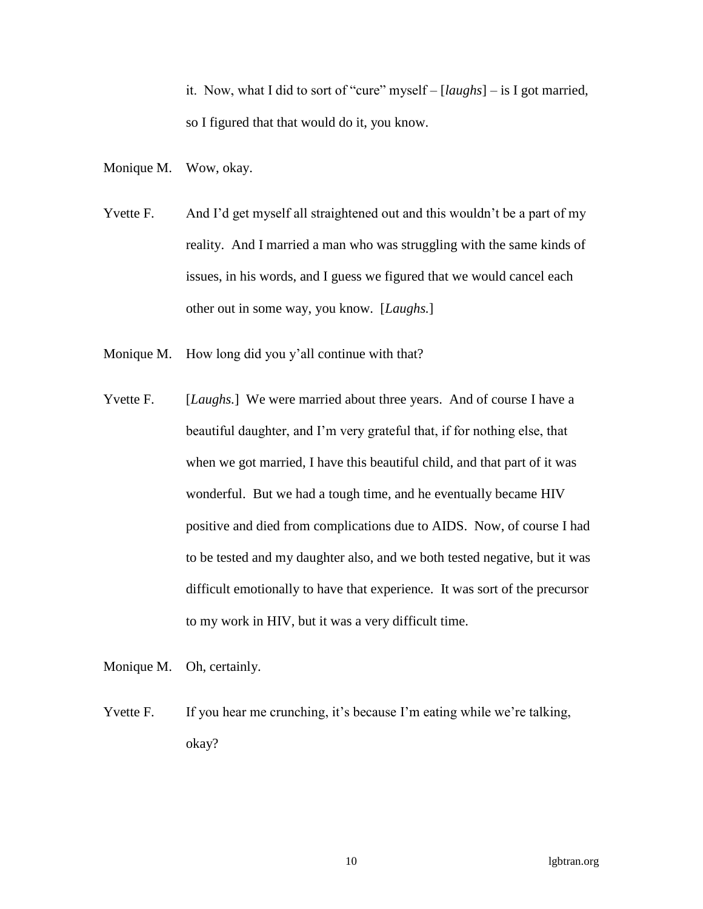it. Now, what I did to sort of "cure" myself – [*laughs*] – is I got married, so I figured that that would do it, you know.

Monique M. Wow, okay.

Yvette F. And I'd get myself all straightened out and this wouldn't be a part of my reality. And I married a man who was struggling with the same kinds of issues, in his words, and I guess we figured that we would cancel each other out in some way, you know. [*Laughs.*]

Monique M. How long did you y'all continue with that?

Yvette F. [*Laughs.*] We were married about three years. And of course I have a beautiful daughter, and I'm very grateful that, if for nothing else, that when we got married, I have this beautiful child, and that part of it was wonderful. But we had a tough time, and he eventually became HIV positive and died from complications due to AIDS. Now, of course I had to be tested and my daughter also, and we both tested negative, but it was difficult emotionally to have that experience. It was sort of the precursor to my work in HIV, but it was a very difficult time.

Monique M. Oh, certainly.

Yvette F. If you hear me crunching, it's because I'm eating while we're talking, okay?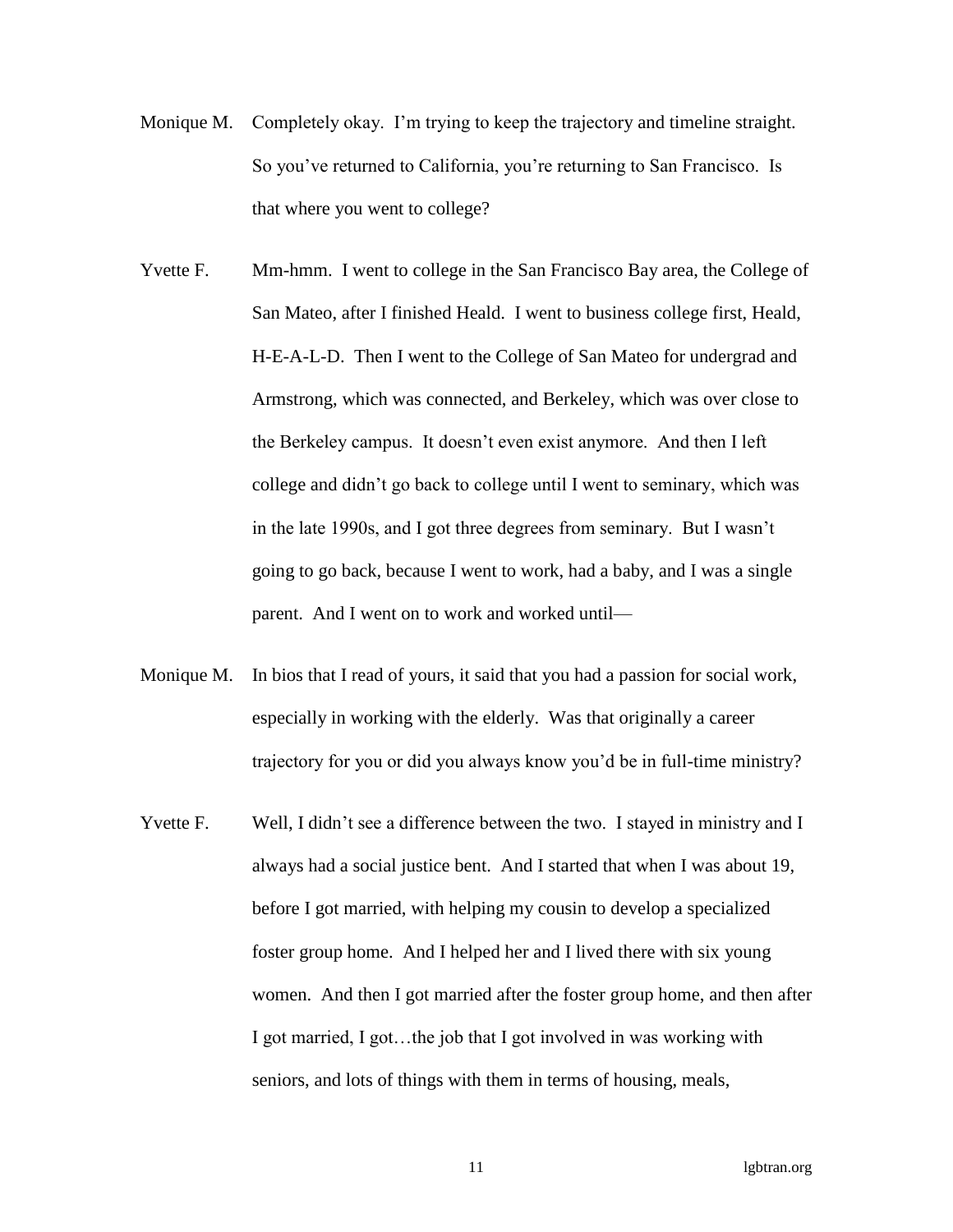Monique M. Completely okay. I'm trying to keep the trajectory and timeline straight. So you've returned to California, you're returning to San Francisco. Is that where you went to college?

Yvette F. Mm-hmm. I went to college in the San Francisco Bay area, the College of San Mateo, after I finished Heald. I went to business college first, Heald, H-E-A-L-D. Then I went to the College of San Mateo for undergrad and Armstrong, which was connected, and Berkeley, which was over close to the Berkeley campus. It doesn't even exist anymore. And then I left college and didn't go back to college until I went to seminary, which was in the late 1990s, and I got three degrees from seminary. But I wasn't going to go back, because I went to work, had a baby, and I was a single parent. And I went on to work and worked until—

Monique M. In bios that I read of yours, it said that you had a passion for social work, especially in working with the elderly. Was that originally a career trajectory for you or did you always know you'd be in full-time ministry?

Yvette F. Well, I didn't see a difference between the two. I stayed in ministry and I always had a social justice bent. And I started that when I was about 19, before I got married, with helping my cousin to develop a specialized foster group home. And I helped her and I lived there with six young women. And then I got married after the foster group home, and then after I got married, I got…the job that I got involved in was working with seniors, and lots of things with them in terms of housing, meals,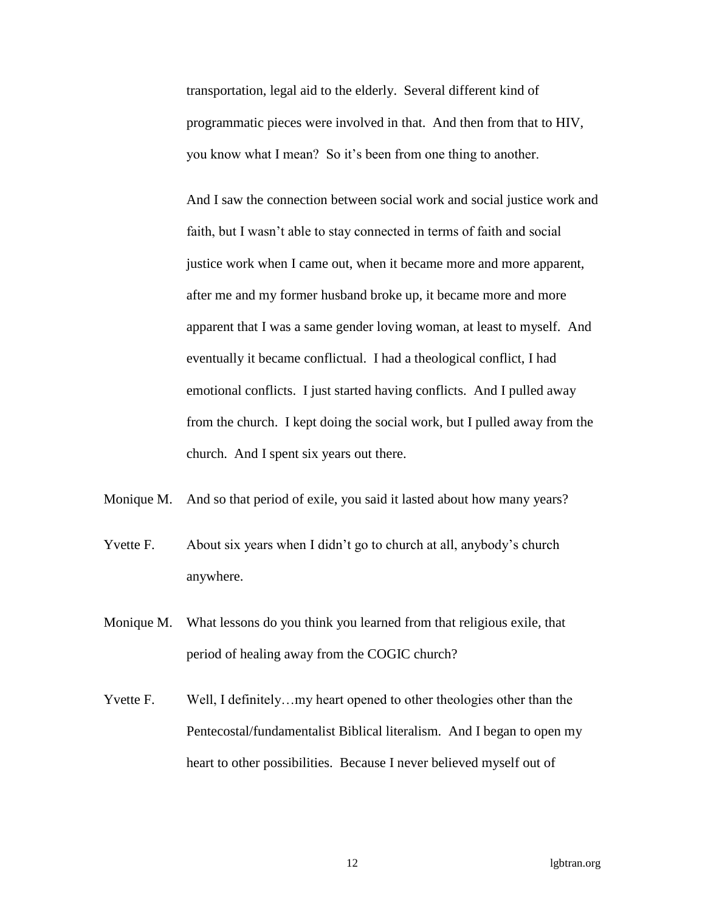transportation, legal aid to the elderly. Several different kind of programmatic pieces were involved in that. And then from that to HIV, you know what I mean? So it's been from one thing to another.

And I saw the connection between social work and social justice work and faith, but I wasn't able to stay connected in terms of faith and social justice work when I came out, when it became more and more apparent, after me and my former husband broke up, it became more and more apparent that I was a same gender loving woman, at least to myself. And eventually it became conflictual. I had a theological conflict, I had emotional conflicts. I just started having conflicts. And I pulled away from the church. I kept doing the social work, but I pulled away from the church. And I spent six years out there.

Monique M. And so that period of exile, you said it lasted about how many years?

Yvette F. About six years when I didn't go to church at all, anybody's church anywhere.

Monique M. What lessons do you think you learned from that religious exile, that period of healing away from the COGIC church?

Yvette F. Well, I definitely…my heart opened to other theologies other than the Pentecostal/fundamentalist Biblical literalism. And I began to open my heart to other possibilities. Because I never believed myself out of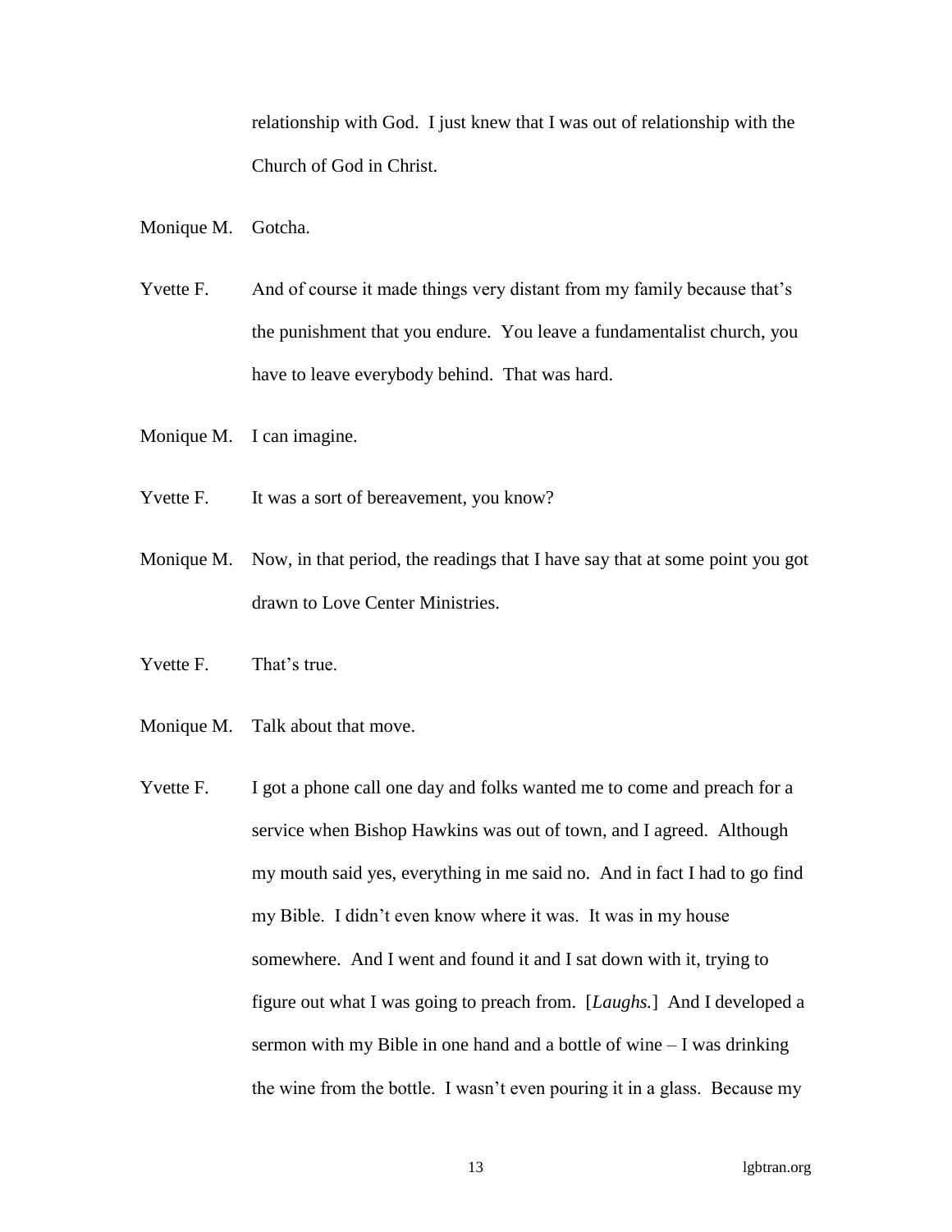relationship with God. I just knew that I was out of relationship with the Church of God in Christ.

Monique M. Gotcha.

Yvette F. And of course it made things very distant from my family because that's the punishment that you endure. You leave a fundamentalist church, you have to leave everybody behind. That was hard.

Monique M. I can imagine.

Yvette F. It was a sort of bereavement, you know?

Monique M. Now, in that period, the readings that I have say that at some point you got drawn to Love Center Ministries.

Yvette F. That's true.

Monique M. Talk about that move.

Yvette F. I got a phone call one day and folks wanted me to come and preach for a service when Bishop Hawkins was out of town, and I agreed. Although my mouth said yes, everything in me said no. And in fact I had to go find my Bible. I didn't even know where it was. It was in my house somewhere. And I went and found it and I sat down with it, trying to figure out what I was going to preach from. [*Laughs.*] And I developed a sermon with my Bible in one hand and a bottle of wine – I was drinking the wine from the bottle. I wasn't even pouring it in a glass. Because my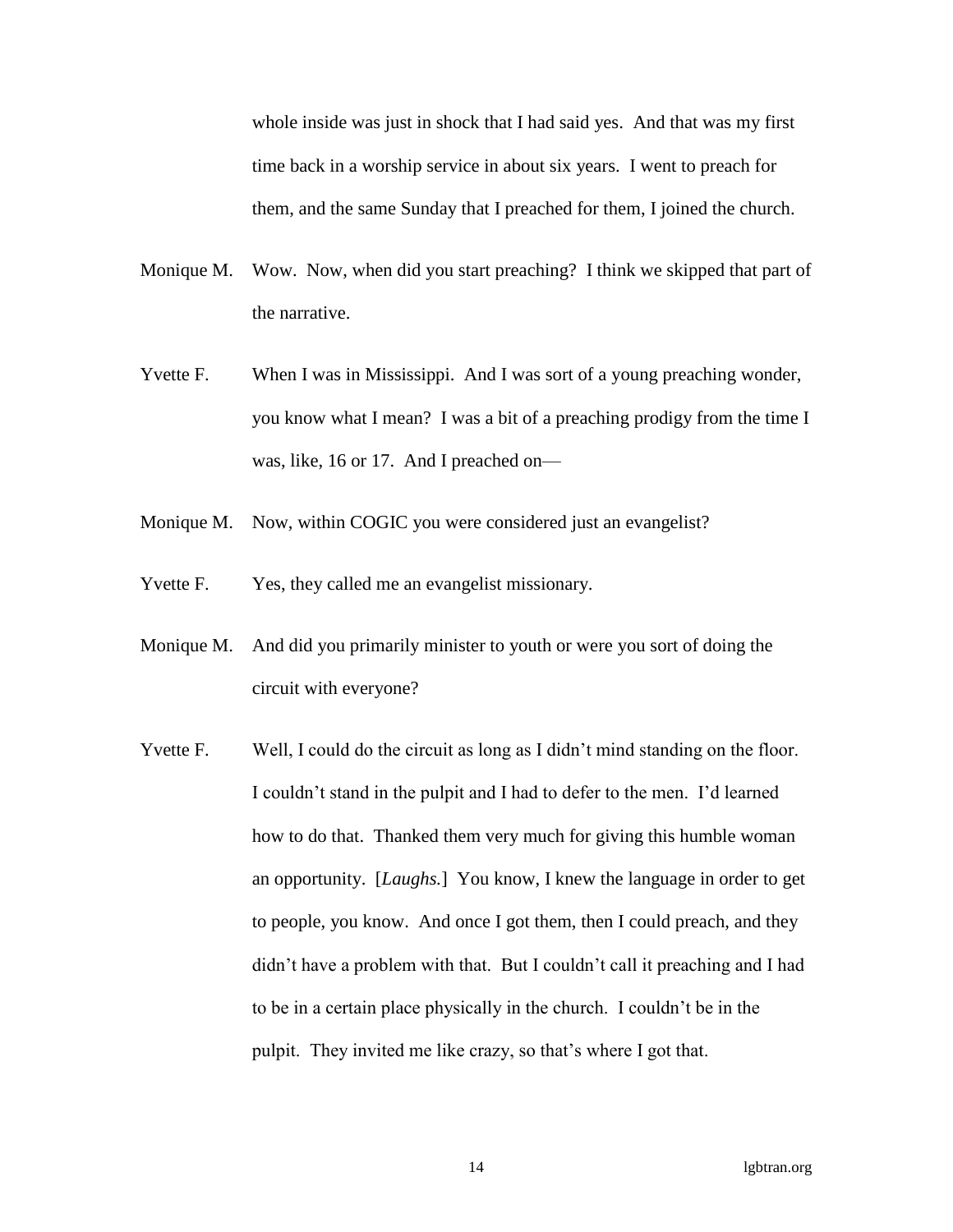whole inside was just in shock that I had said yes. And that was my first time back in a worship service in about six years. I went to preach for them, and the same Sunday that I preached for them, I joined the church.

Monique M. Wow. Now, when did you start preaching? I think we skipped that part of the narrative.

Yvette F. When I was in Mississippi. And I was sort of a young preaching wonder, you know what I mean? I was a bit of a preaching prodigy from the time I was, like, 16 or 17. And I preached on—

Monique M. Now, within COGIC you were considered just an evangelist?

Yvette F. Yes, they called me an evangelist missionary.

Monique M. And did you primarily minister to youth or were you sort of doing the circuit with everyone?

Yvette F. Well, I could do the circuit as long as I didn't mind standing on the floor. I couldn't stand in the pulpit and I had to defer to the men. I'd learned how to do that. Thanked them very much for giving this humble woman an opportunity. [*Laughs.*] You know, I knew the language in order to get to people, you know. And once I got them, then I could preach, and they didn't have a problem with that. But I couldn't call it preaching and I had to be in a certain place physically in the church. I couldn't be in the pulpit. They invited me like crazy, so that's where I got that.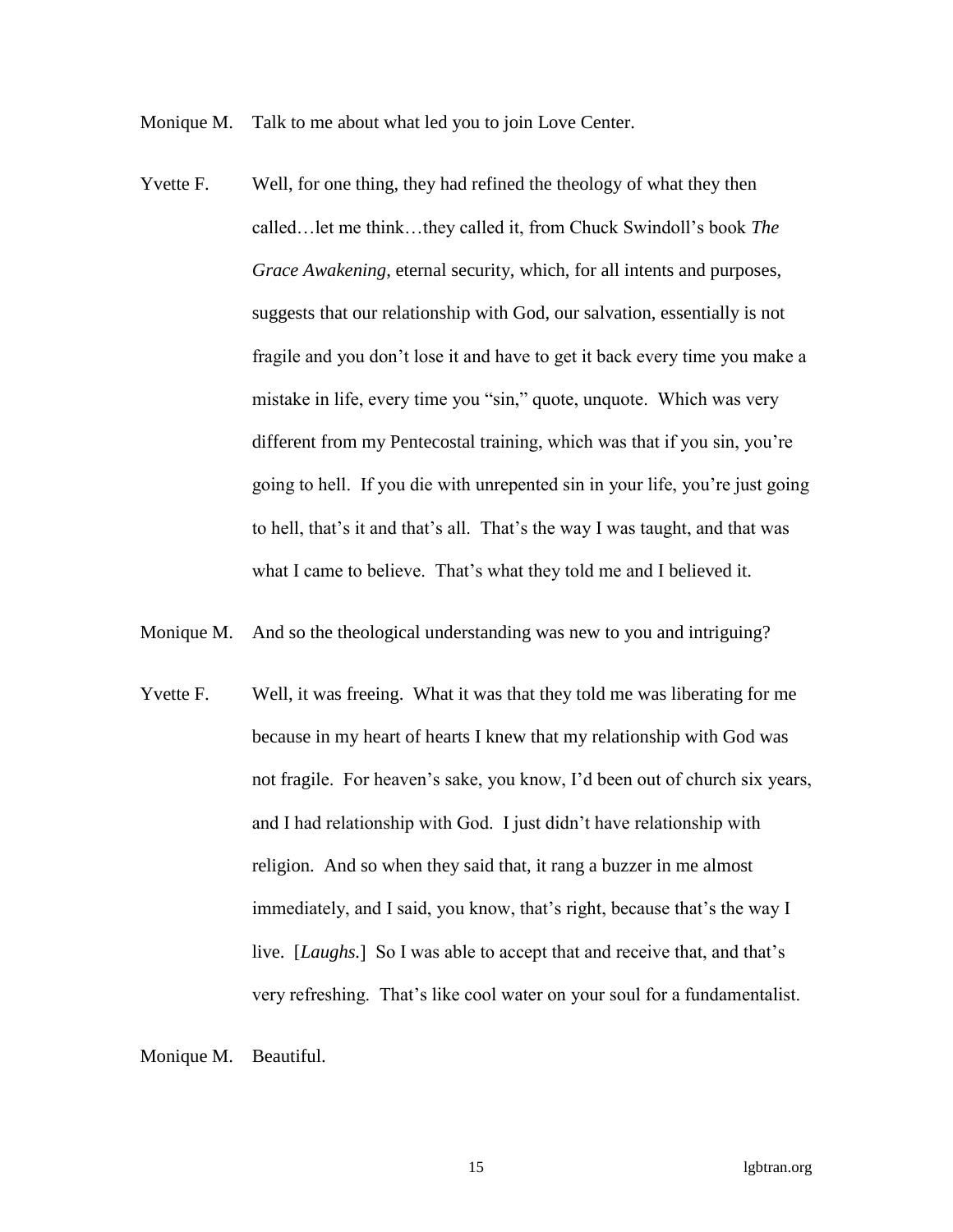Monique M. Talk to me about what led you to join Love Center.

Yvette F. Well, for one thing, they had refined the theology of what they then called…let me think…they called it, from Chuck Swindoll's book *The Grace Awakening*, eternal security, which, for all intents and purposes, suggests that our relationship with God, our salvation, essentially is not fragile and you don't lose it and have to get it back every time you make a mistake in life, every time you "sin," quote, unquote. Which was very different from my Pentecostal training, which was that if you sin, you're going to hell. If you die with unrepented sin in your life, you're just going to hell, that's it and that's all. That's the way I was taught, and that was what I came to believe. That's what they told me and I believed it.

Monique M. And so the theological understanding was new to you and intriguing?

Yvette F. Well, it was freeing. What it was that they told me was liberating for me because in my heart of hearts I knew that my relationship with God was not fragile. For heaven's sake, you know, I'd been out of church six years, and I had relationship with God. I just didn't have relationship with religion. And so when they said that, it rang a buzzer in me almost immediately, and I said, you know, that's right, because that's the way I live. [*Laughs.*] So I was able to accept that and receive that, and that's very refreshing. That's like cool water on your soul for a fundamentalist.

Monique M. Beautiful.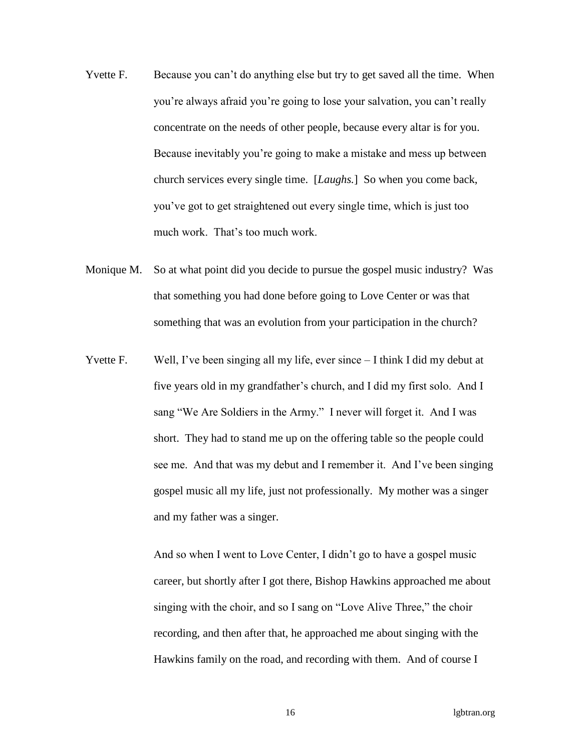Yvette F. Because you can't do anything else but try to get saved all the time. When you're always afraid you're going to lose your salvation, you can't really concentrate on the needs of other people, because every altar is for you. Because inevitably you're going to make a mistake and mess up between church services every single time. [*Laughs.*] So when you come back, you've got to get straightened out every single time, which is just too much work. That's too much work.

Monique M. So at what point did you decide to pursue the gospel music industry? Was that something you had done before going to Love Center or was that something that was an evolution from your participation in the church?

Yvette F. Well, I've been singing all my life, ever since – I think I did my debut at five years old in my grandfather's church, and I did my first solo. And I sang "We Are Soldiers in the Army." I never will forget it. And I was short. They had to stand me up on the offering table so the people could see me. And that was my debut and I remember it. And I've been singing gospel music all my life, just not professionally. My mother was a singer and my father was a singer.

And so when I went to Love Center, I didn't go to have a gospel music career, but shortly after I got there, Bishop Hawkins approached me about singing with the choir, and so I sang on "Love Alive Three," the choir recording, and then after that, he approached me about singing with the Hawkins family on the road, and recording with them. And of course I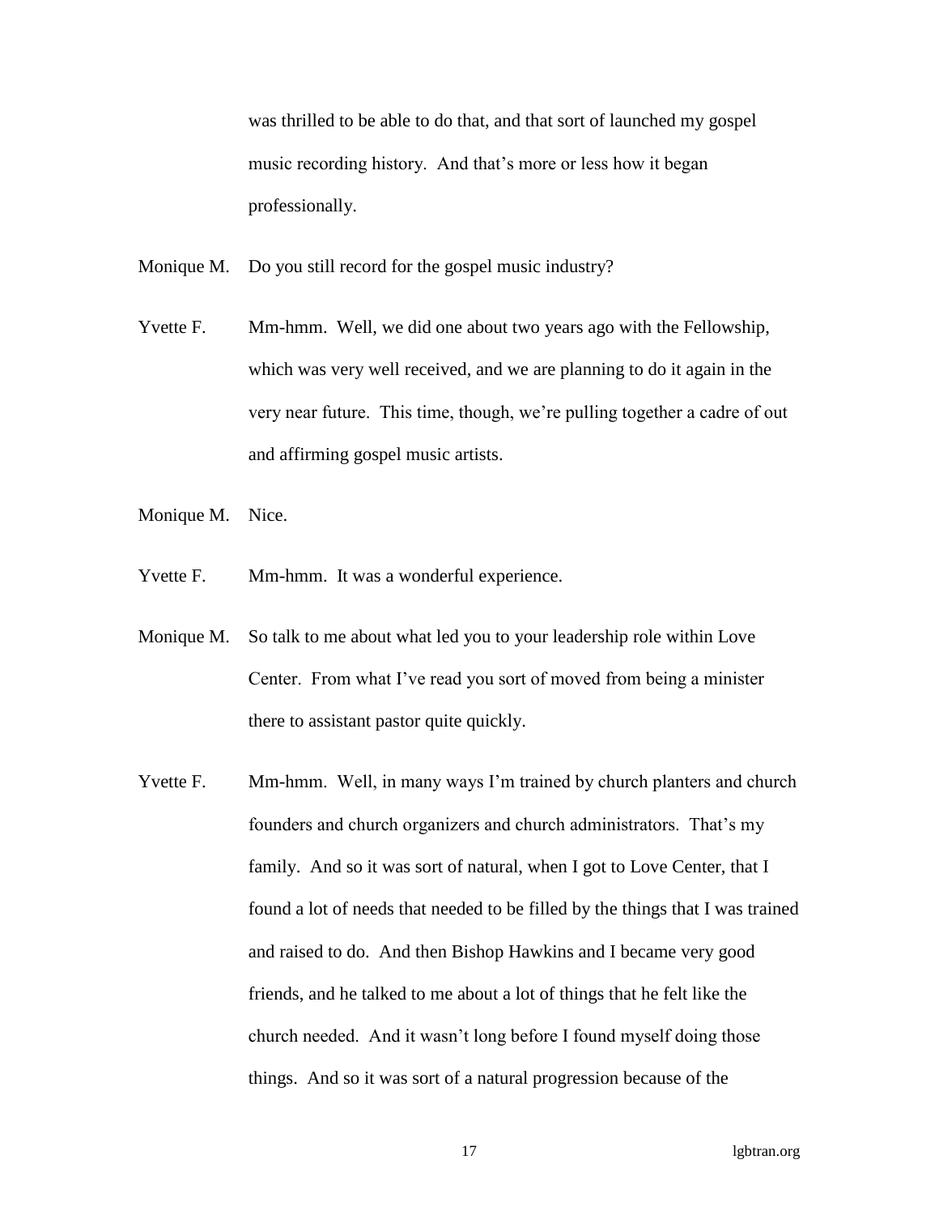was thrilled to be able to do that, and that sort of launched my gospel music recording history. And that's more or less how it began professionally.

Monique M. Do you still record for the gospel music industry?

Yvette F. Mm-hmm. Well, we did one about two years ago with the Fellowship, which was very well received, and we are planning to do it again in the very near future. This time, though, we're pulling together a cadre of out and affirming gospel music artists.

Monique M. Nice.

Yvette F. Mm-hmm. It was a wonderful experience.

Monique M. So talk to me about what led you to your leadership role within Love Center. From what I've read you sort of moved from being a minister there to assistant pastor quite quickly.

Yvette F. Mm-hmm. Well, in many ways I'm trained by church planters and church founders and church organizers and church administrators. That's my family. And so it was sort of natural, when I got to Love Center, that I found a lot of needs that needed to be filled by the things that I was trained and raised to do. And then Bishop Hawkins and I became very good friends, and he talked to me about a lot of things that he felt like the church needed. And it wasn't long before I found myself doing those things. And so it was sort of a natural progression because of the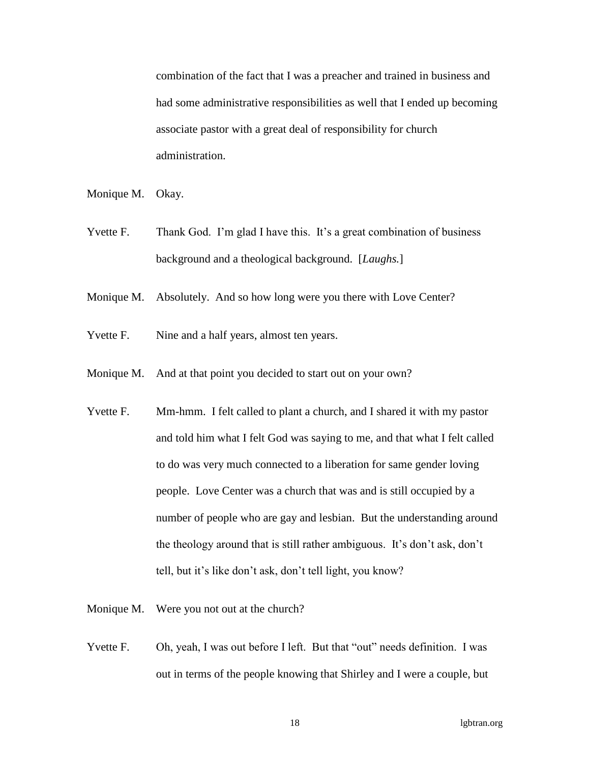combination of the fact that I was a preacher and trained in business and had some administrative responsibilities as well that I ended up becoming associate pastor with a great deal of responsibility for church administration.

Monique M. Okay.

Yvette F. Thank God. I'm glad I have this. It's a great combination of business background and a theological background. [*Laughs.*]

Monique M. Absolutely. And so how long were you there with Love Center?

Yvette F. Nine and a half years, almost ten years.

Monique M. And at that point you decided to start out on your own?

Yvette F. Mm-hmm. I felt called to plant a church, and I shared it with my pastor and told him what I felt God was saying to me, and that what I felt called to do was very much connected to a liberation for same gender loving people. Love Center was a church that was and is still occupied by a number of people who are gay and lesbian. But the understanding around the theology around that is still rather ambiguous. It's don't ask, don't tell, but it's like don't ask, don't tell light, you know?

Monique M. Were you not out at the church?

Yvette F. Oh, yeah, I was out before I left. But that "out" needs definition. I was out in terms of the people knowing that Shirley and I were a couple, but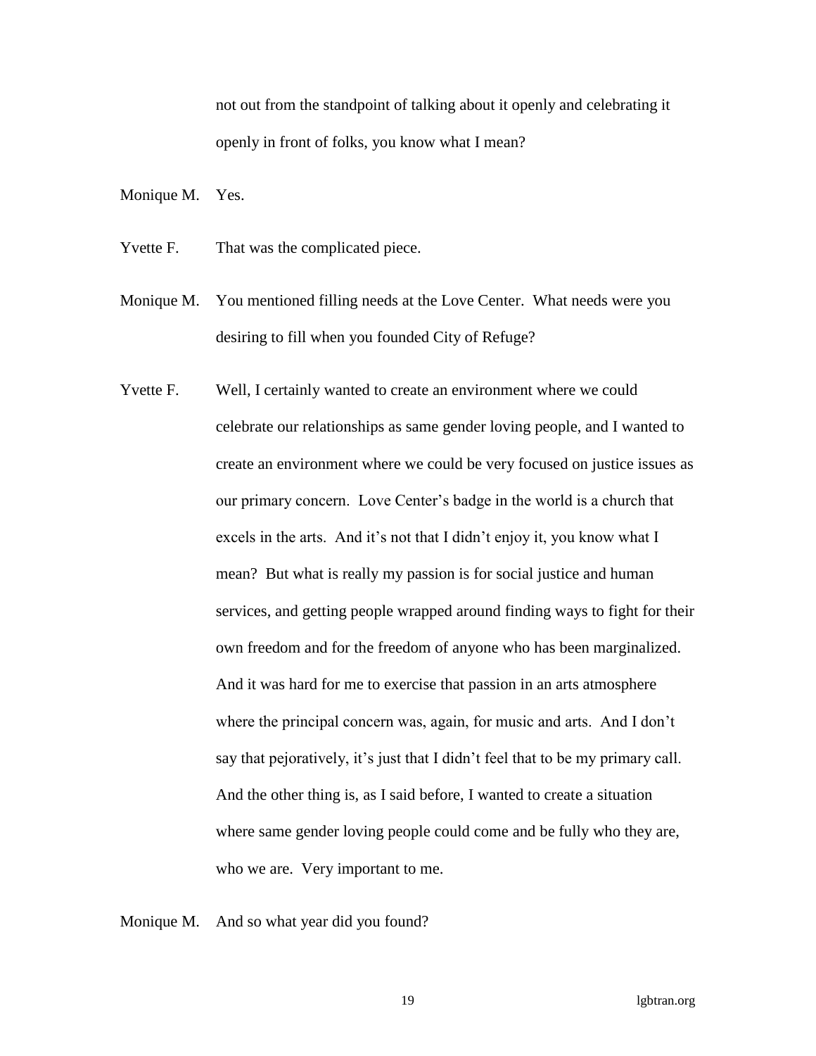not out from the standpoint of talking about it openly and celebrating it openly in front of folks, you know what I mean?

Monique M. Yes.

Yvette F. That was the complicated piece.

Monique M. You mentioned filling needs at the Love Center. What needs were you desiring to fill when you founded City of Refuge?

Yvette F. Well, I certainly wanted to create an environment where we could celebrate our relationships as same gender loving people, and I wanted to create an environment where we could be very focused on justice issues as our primary concern. Love Center's badge in the world is a church that excels in the arts. And it's not that I didn't enjoy it, you know what I mean? But what is really my passion is for social justice and human services, and getting people wrapped around finding ways to fight for their own freedom and for the freedom of anyone who has been marginalized. And it was hard for me to exercise that passion in an arts atmosphere where the principal concern was, again, for music and arts. And I don't say that pejoratively, it's just that I didn't feel that to be my primary call. And the other thing is, as I said before, I wanted to create a situation where same gender loving people could come and be fully who they are, who we are. Very important to me.

Monique M. And so what year did you found?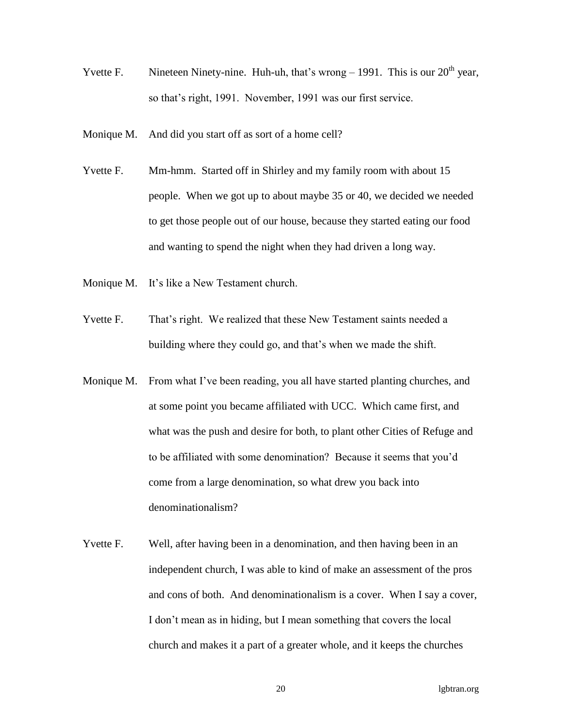Yvette F. Nineteen Ninety-nine. Huh-uh, that's wrong – 1991. This is our 20th year, so that's right, 1991. November, 1991 was our first service.

Monique M. And did you start off as sort of a home cell?

Yvette F. Mm-hmm. Started off in Shirley and my family room with about 15 people. When we got up to about maybe 35 or 40, we decided we needed to get those people out of our house, because they started eating our food and wanting to spend the night when they had driven a long way.

Monique M. It's like a New Testament church.

Yvette F. That's right. We realized that these New Testament saints needed a building where they could go, and that's when we made the shift.

Monique M. From what I've been reading, you all have started planting churches, and at some point you became affiliated with UCC. Which came first, and what was the push and desire for both, to plant other Cities of Refuge and to be affiliated with some denomination? Because it seems that you'd come from a large denomination, so what drew you back into denominationalism?

Yvette F. Well, after having been in a denomination, and then having been in an independent church, I was able to kind of make an assessment of the pros and cons of both. And denominationalism is a cover. When I say a cover, I don't mean as in hiding, but I mean something that covers the local church and makes it a part of a greater whole, and it keeps the churches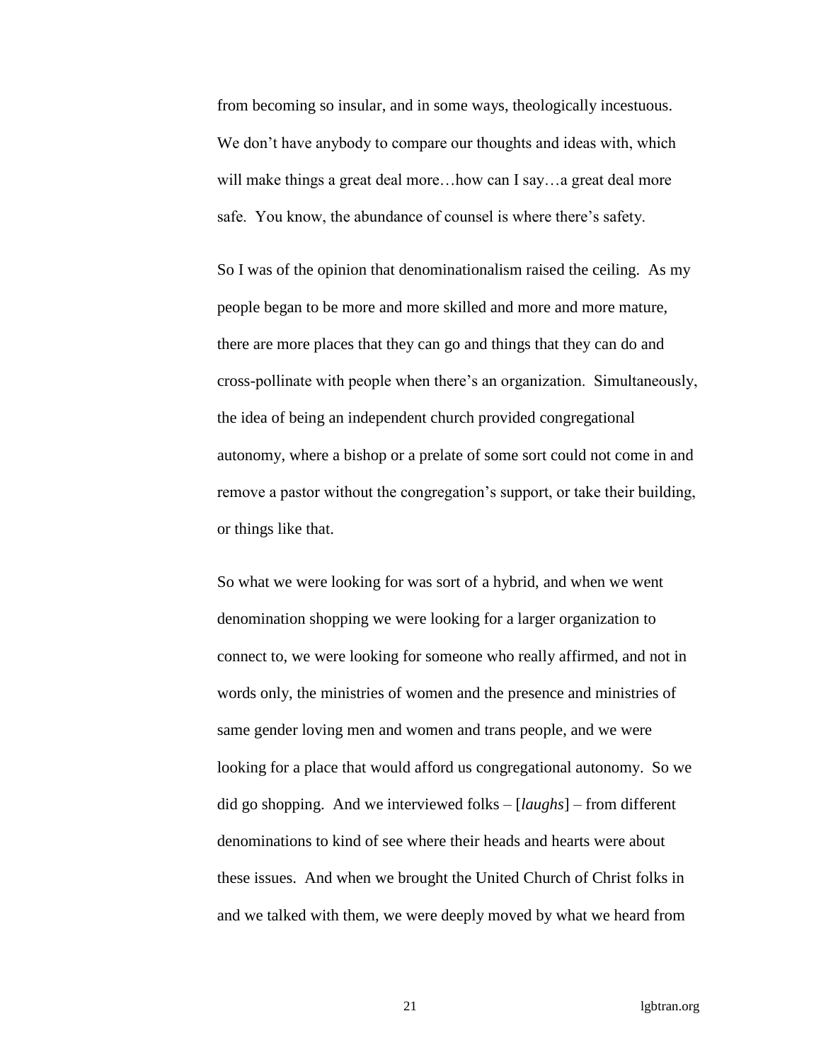from becoming so insular, and in some ways, theologically incestuous. We don't have anybody to compare our thoughts and ideas with, which will make things a great deal more…how can I say…a great deal more safe. You know, the abundance of counsel is where there's safety.

So I was of the opinion that denominationalism raised the ceiling. As my people began to be more and more skilled and more and more mature, there are more places that they can go and things that they can do and cross-pollinate with people when there's an organization. Simultaneously, the idea of being an independent church provided congregational autonomy, where a bishop or a prelate of some sort could not come in and remove a pastor without the congregation's support, or take their building, or things like that.

So what we were looking for was sort of a hybrid, and when we went denomination shopping we were looking for a larger organization to connect to, we were looking for someone who really affirmed, and not in words only, the ministries of women and the presence and ministries of same gender loving men and women and trans people, and we were looking for a place that would afford us congregational autonomy. So we did go shopping. And we interviewed folks – [*laughs*] – from different denominations to kind of see where their heads and hearts were about these issues. And when we brought the United Church of Christ folks in and we talked with them, we were deeply moved by what we heard from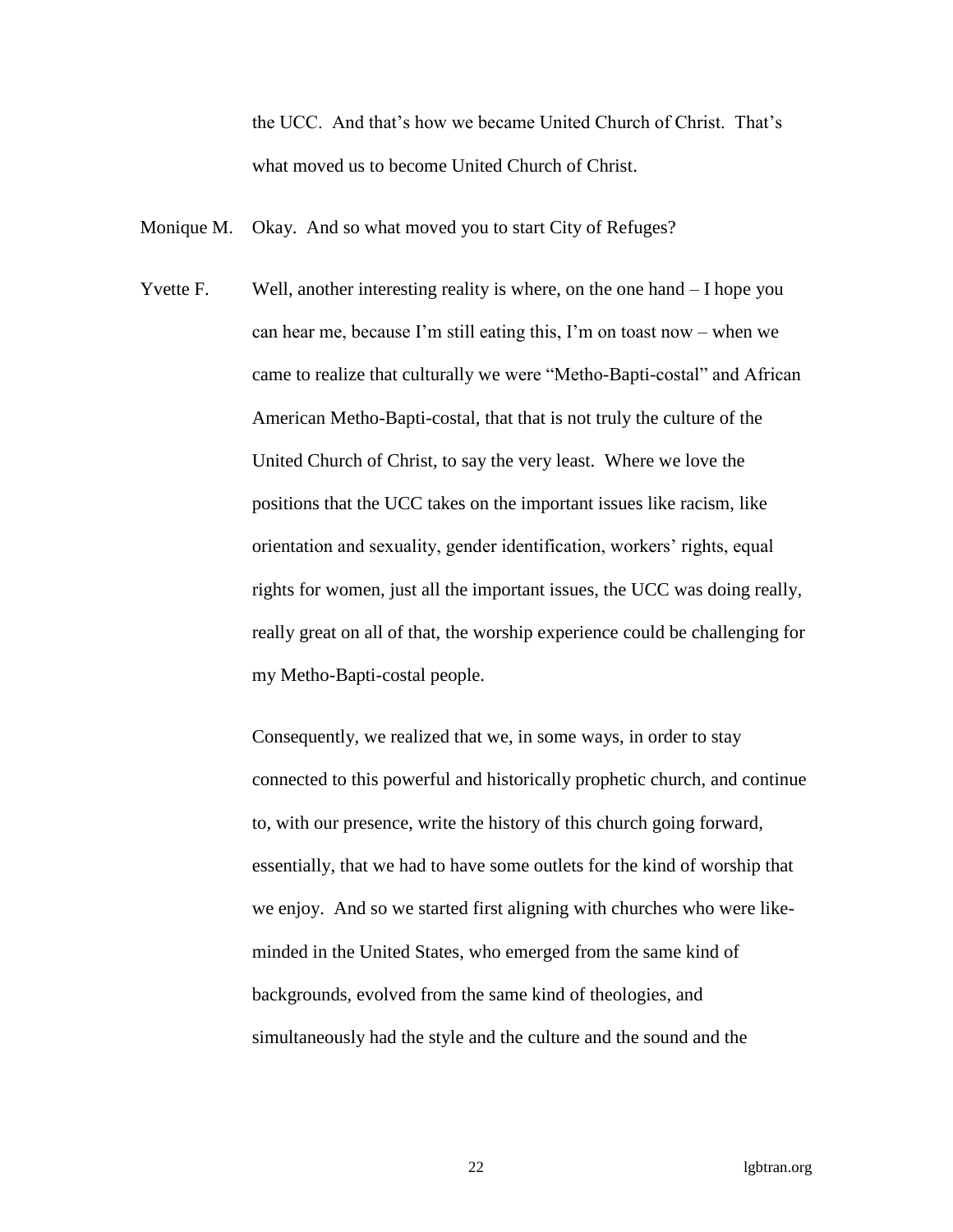the UCC. And that's how we became United Church of Christ. That's what moved us to become United Church of Christ.

Monique M. Okay. And so what moved you to start City of Refuges?

Yvette F. Well, another interesting reality is where, on the one hand – I hope you can hear me, because I'm still eating this, I'm on toast now – when we came to realize that culturally we were "Metho-Bapti-costal" and African American Metho-Bapti-costal, that that is not truly the culture of the United Church of Christ, to say the very least. Where we love the positions that the UCC takes on the important issues like racism, like orientation and sexuality, gender identification, workers' rights, equal rights for women, just all the important issues, the UCC was doing really, really great on all of that, the worship experience could be challenging for my Metho-Bapti-costal people.

Consequently, we realized that we, in some ways, in order to stay connected to this powerful and historically prophetic church, and continue to, with our presence, write the history of this church going forward, essentially, that we had to have some outlets for the kind of worship that we enjoy. And so we started first aligning with churches who were like-minded in the United States, who emerged from the same kind of backgrounds, evolved from the same kind of theologies, and simultaneously had the style and the culture and the sound and the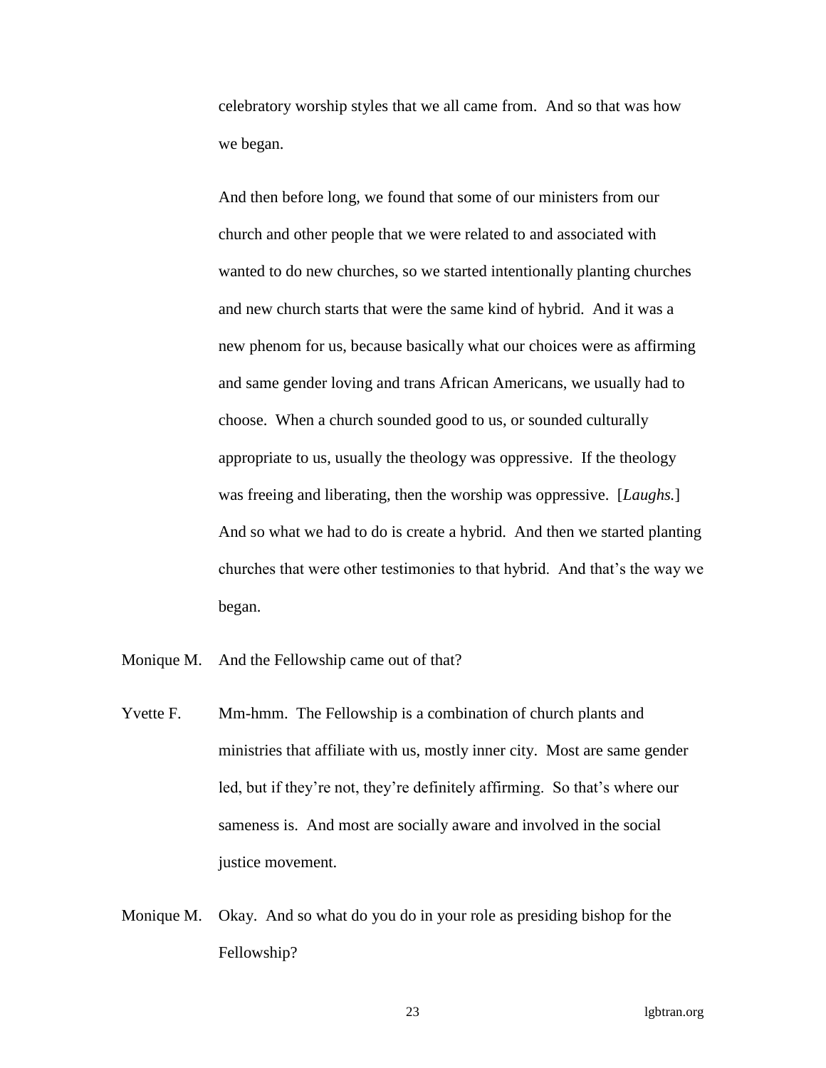celebratory worship styles that we all came from. And so that was how we began.

And then before long, we found that some of our ministers from our church and other people that we were related to and associated with wanted to do new churches, so we started intentionally planting churches and new church starts that were the same kind of hybrid. And it was a new phenom for us, because basically what our choices were as affirming and same gender loving and trans African Americans, we usually had to choose. When a church sounded good to us, or sounded culturally appropriate to us, usually the theology was oppressive. If the theology was freeing and liberating, then the worship was oppressive. [*Laughs.*] And so what we had to do is create a hybrid. And then we started planting churches that were other testimonies to that hybrid. And that's the way we began.

Monique M. And the Fellowship came out of that?

Yvette F. Mm-hmm. The Fellowship is a combination of church plants and ministries that affiliate with us, mostly inner city. Most are same gender led, but if they're not, they're definitely affirming. So that's where our sameness is. And most are socially aware and involved in the social justice movement.

Monique M. Okay. And so what do you do in your role as presiding bishop for the Fellowship?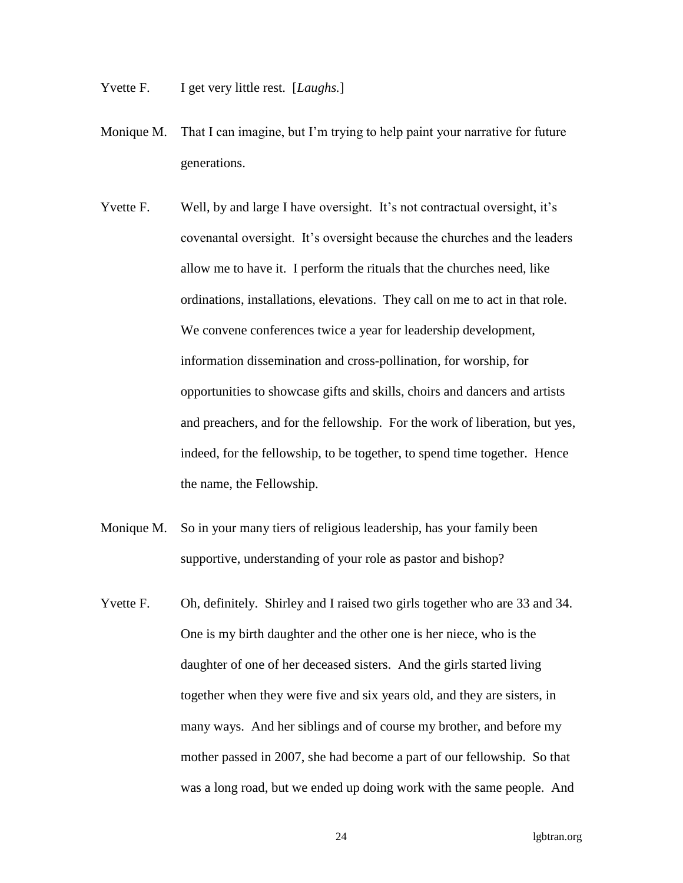Yvette F. I get very little rest. [*Laughs.*]

Monique M. That I can imagine, but I'm trying to help paint your narrative for future generations.

Yvette F. Well, by and large I have oversight. It's not contractual oversight, it's covenantal oversight. It's oversight because the churches and the leaders allow me to have it. I perform the rituals that the churches need, like ordinations, installations, elevations. They call on me to act in that role. We convene conferences twice a year for leadership development, information dissemination and cross-pollination, for worship, for opportunities to showcase gifts and skills, choirs and dancers and artists and preachers, and for the fellowship. For the work of liberation, but yes, indeed, for the fellowship, to be together, to spend time together. Hence the name, the Fellowship.

Monique M. So in your many tiers of religious leadership, has your family been supportive, understanding of your role as pastor and bishop?

Yvette F. Oh, definitely. Shirley and I raised two girls together who are 33 and 34. One is my birth daughter and the other one is her niece, who is the daughter of one of her deceased sisters. And the girls started living together when they were five and six years old, and they are sisters, in many ways. And her siblings and of course my brother, and before my mother passed in 2007, she had become a part of our fellowship. So that was a long road, but we ended up doing work with the same people. And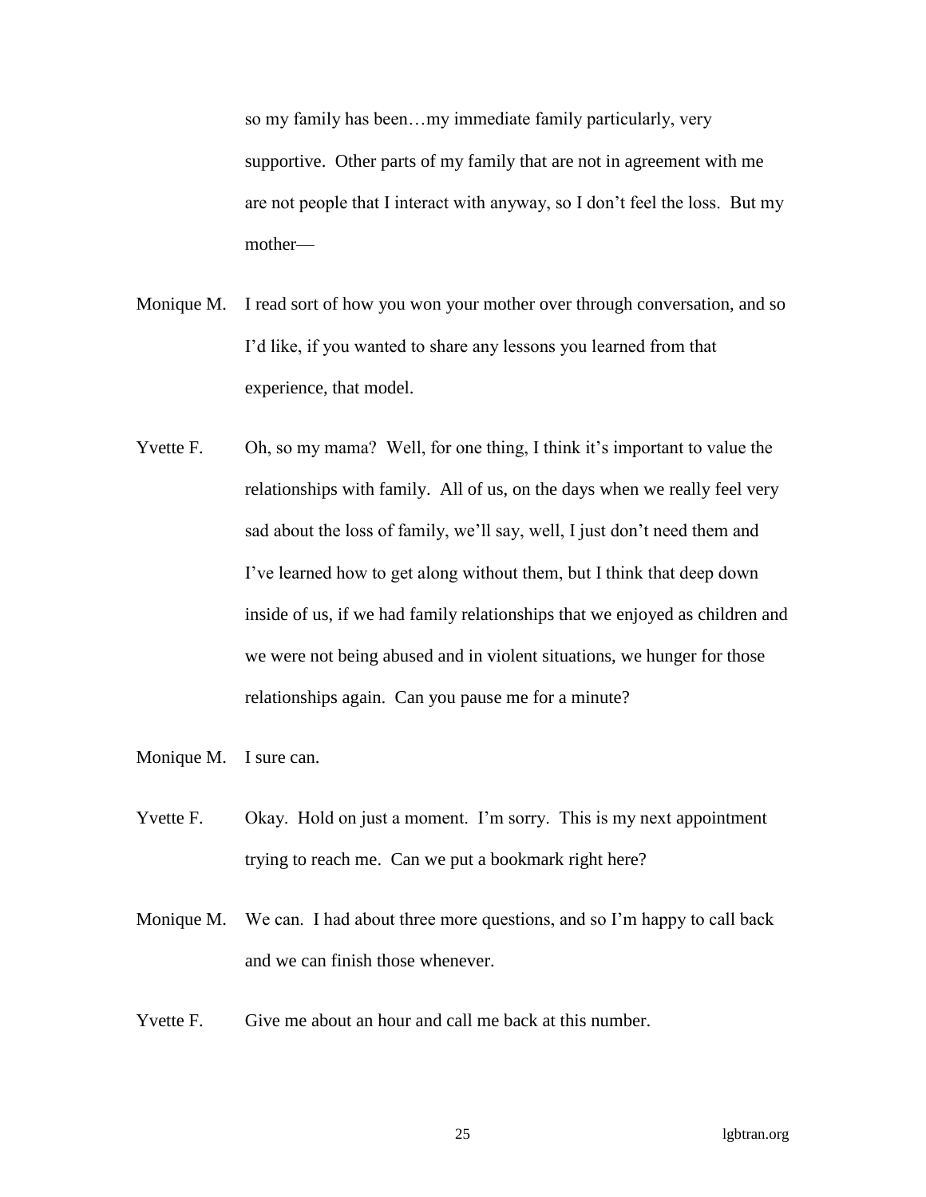so my family has been…my immediate family particularly, very supportive. Other parts of my family that are not in agreement with me are not people that I interact with anyway, so I don't feel the loss. But my mother—

Monique M. I read sort of how you won your mother over through conversation, and so I'd like, if you wanted to share any lessons you learned from that experience, that model.

Yvette F. Oh, so my mama? Well, for one thing, I think it's important to value the relationships with family. All of us, on the days when we really feel very sad about the loss of family, we'll say, well, I just don't need them and I've learned how to get along without them, but I think that deep down inside of us, if we had family relationships that we enjoyed as children and we were not being abused and in violent situations, we hunger for those relationships again. Can you pause me for a minute?

Monique M. I sure can.

Yvette F. Okay. Hold on just a moment. I'm sorry. This is my next appointment trying to reach me. Can we put a bookmark right here?

Monique M. We can. I had about three more questions, and so I'm happy to call back and we can finish those whenever.

Yvette F. Give me about an hour and call me back at this number.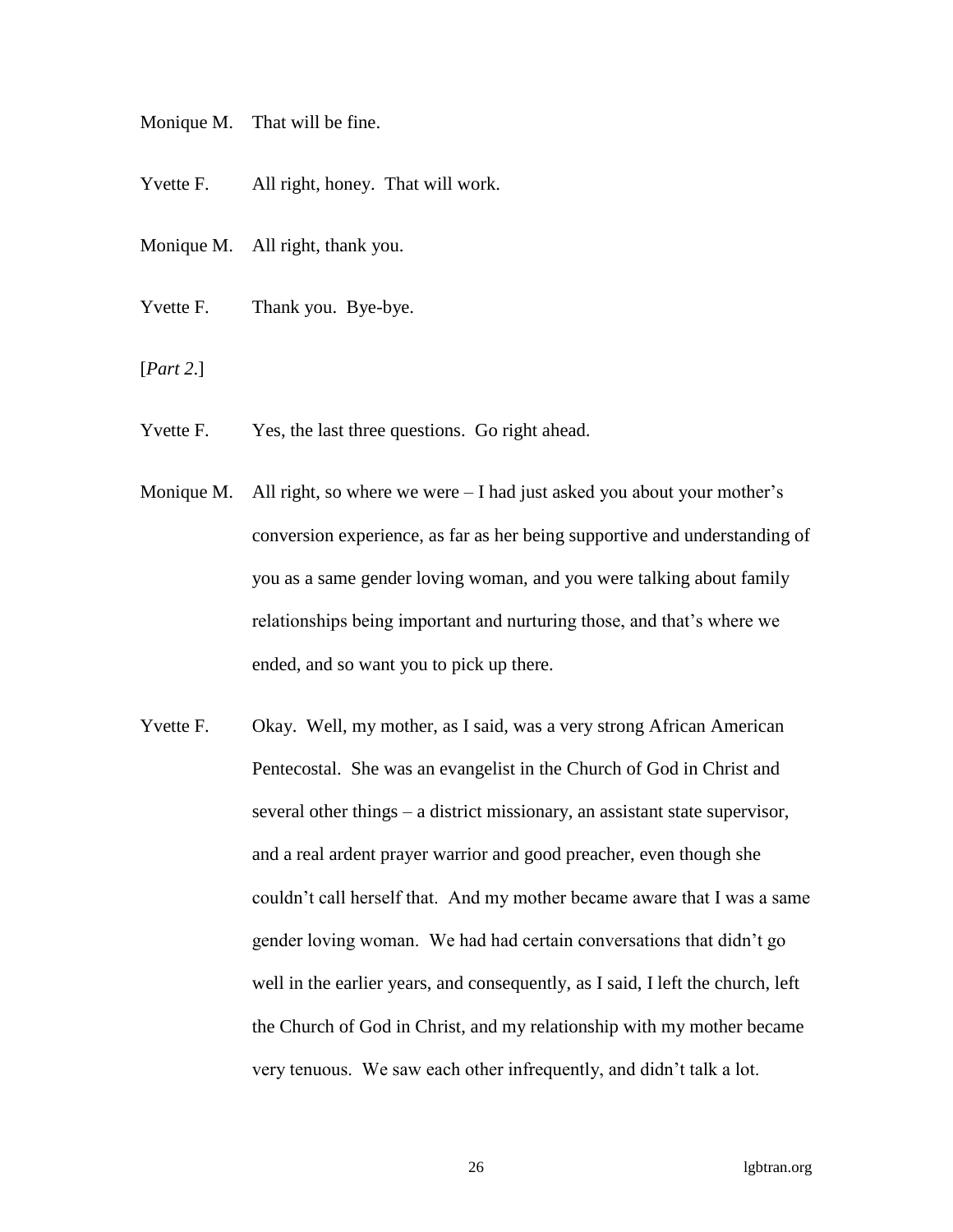Monique M. That will be fine.

Yvette F. All right, honey. That will work.

Monique M. All right, thank you.

Yvette F. Thank you. Bye-bye.

[*Part 2*.]

Yvette F. Yes, the last three questions. Go right ahead.

Monique M. All right, so where we were – I had just asked you about your mother's conversion experience, as far as her being supportive and understanding of you as a same gender loving woman, and you were talking about family relationships being important and nurturing those, and that's where we ended, and so want you to pick up there.

Yvette F. Okay. Well, my mother, as I said, was a very strong African American Pentecostal. She was an evangelist in the Church of God in Christ and several other things – a district missionary, an assistant state supervisor, and a real ardent prayer warrior and good preacher, even though she couldn't call herself that. And my mother became aware that I was a same gender loving woman. We had had certain conversations that didn't go well in the earlier years, and consequently, as I said, I left the church, left the Church of God in Christ, and my relationship with my mother became very tenuous. We saw each other infrequently, and didn't talk a lot.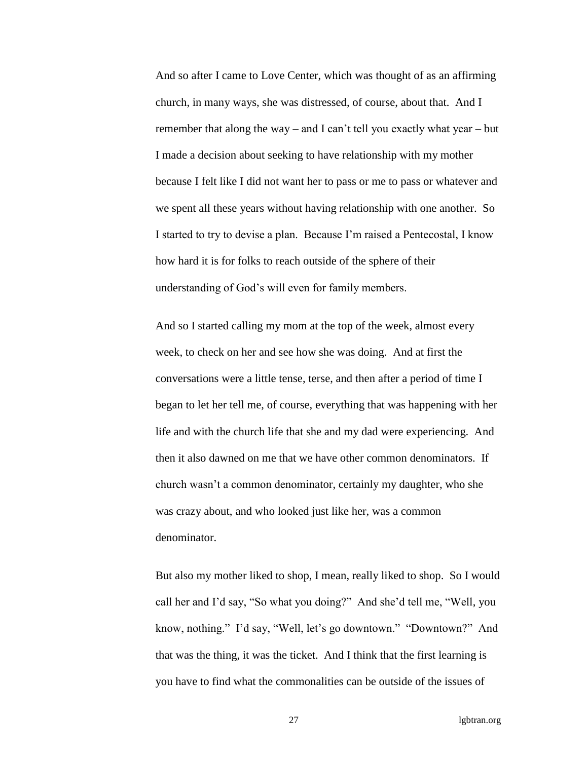And so after I came to Love Center, which was thought of as an affirming church, in many ways, she was distressed, of course, about that. And I remember that along the way – and I can't tell you exactly what year – but I made a decision about seeking to have relationship with my mother because I felt like I did not want her to pass or me to pass or whatever and we spent all these years without having relationship with one another. So I started to try to devise a plan. Because I'm raised a Pentecostal, I know how hard it is for folks to reach outside of the sphere of their understanding of God's will even for family members.

And so I started calling my mom at the top of the week, almost every week, to check on her and see how she was doing. And at first the conversations were a little tense, terse, and then after a period of time I began to let her tell me, of course, everything that was happening with her life and with the church life that she and my dad were experiencing. And then it also dawned on me that we have other common denominators. If church wasn't a common denominator, certainly my daughter, who she was crazy about, and who looked just like her, was a common denominator.

But also my mother liked to shop, I mean, really liked to shop. So I would call her and I'd say, "So what you doing?" And she'd tell me, "Well, you know, nothing." I'd say, "Well, let's go downtown." "Downtown?" And that was the thing, it was the ticket. And I think that the first learning is you have to find what the commonalities can be outside of the issues of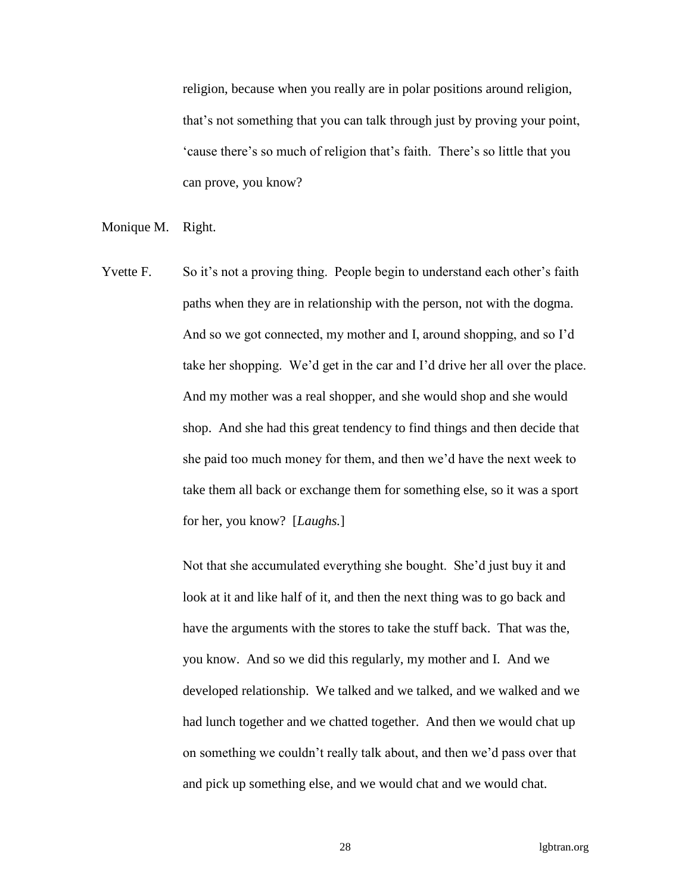religion, because when you really are in polar positions around religion, that's not something that you can talk through just by proving your point, 'cause there's so much of religion that's faith. There's so little that you can prove, you know?

Monique M. Right.

Yvette F. So it's not a proving thing. People begin to understand each other's faith paths when they are in relationship with the person, not with the dogma. And so we got connected, my mother and I, around shopping, and so I'd take her shopping. We'd get in the car and I'd drive her all over the place. And my mother was a real shopper, and she would shop and she would shop. And she had this great tendency to find things and then decide that she paid too much money for them, and then we'd have the next week to take them all back or exchange them for something else, so it was a sport for her, you know? [*Laughs.*]

Not that she accumulated everything she bought. She'd just buy it and look at it and like half of it, and then the next thing was to go back and have the arguments with the stores to take the stuff back. That was the, you know. And so we did this regularly, my mother and I. And we developed relationship. We talked and we talked, and we walked and we had lunch together and we chatted together. And then we would chat up on something we couldn't really talk about, and then we'd pass over that and pick up something else, and we would chat and we would chat.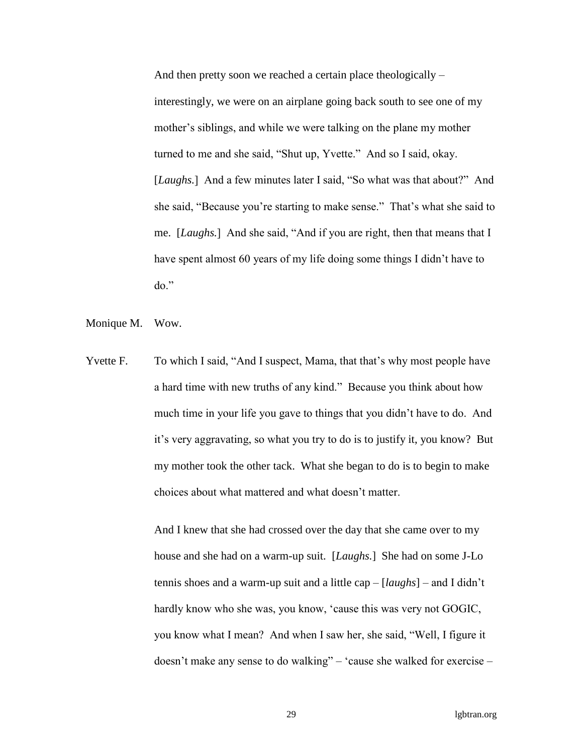And then pretty soon we reached a certain place theologically – interestingly, we were on an airplane going back south to see one of my mother's siblings, and while we were talking on the plane my mother turned to me and she said, "Shut up, Yvette." And so I said, okay. [*Laughs.*] And a few minutes later I said, "So what was that about?" And she said, "Because you're starting to make sense." That's what she said to me. [*Laughs.*] And she said, "And if you are right, then that means that I have spent almost 60 years of my life doing some things I didn't have to do."

Monique M. Wow.

Yvette F. To which I said, "And I suspect, Mama, that that's why most people have a hard time with new truths of any kind." Because you think about how much time in your life you gave to things that you didn't have to do. And it's very aggravating, so what you try to do is to justify it, you know? But my mother took the other tack. What she began to do is to begin to make choices about what mattered and what doesn't matter.

And I knew that she had crossed over the day that she came over to my house and she had on a warm-up suit. [*Laughs.*] She had on some J-Lo tennis shoes and a warm-up suit and a little cap – [*laughs*] – and I didn't hardly know who she was, you know, 'cause this was very not GOGIC, you know what I mean? And when I saw her, she said, "Well, I figure it doesn't make any sense to do walking" – 'cause she walked for exercise –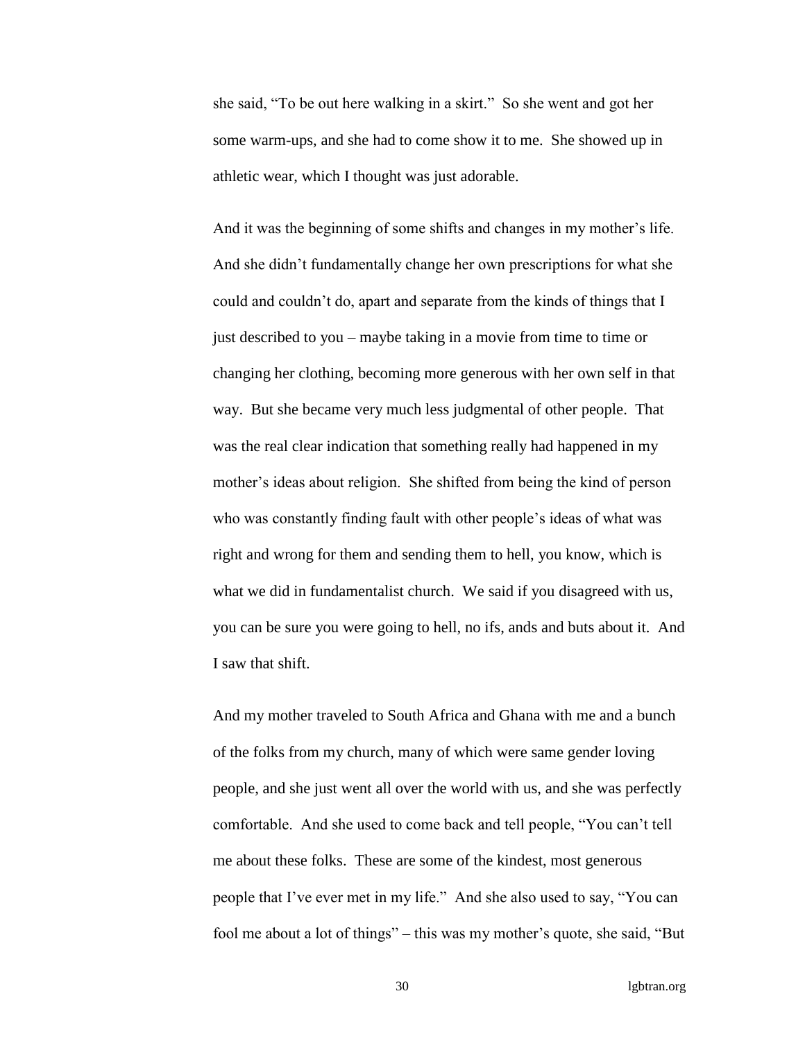she said, "To be out here walking in a skirt." So she went and got her some warm-ups, and she had to come show it to me. She showed up in athletic wear, which I thought was just adorable.

And it was the beginning of some shifts and changes in my mother's life. And she didn't fundamentally change her own prescriptions for what she could and couldn't do, apart and separate from the kinds of things that I just described to you – maybe taking in a movie from time to time or changing her clothing, becoming more generous with her own self in that way. But she became very much less judgmental of other people. That was the real clear indication that something really had happened in my mother's ideas about religion. She shifted from being the kind of person who was constantly finding fault with other people's ideas of what was right and wrong for them and sending them to hell, you know, which is what we did in fundamentalist church. We said if you disagreed with us, you can be sure you were going to hell, no ifs, ands and buts about it. And I saw that shift.

And my mother traveled to South Africa and Ghana with me and a bunch of the folks from my church, many of which were same gender loving people, and she just went all over the world with us, and she was perfectly comfortable. And she used to come back and tell people, "You can't tell me about these folks. These are some of the kindest, most generous people that I've ever met in my life." And she also used to say, "You can fool me about a lot of things" – this was my mother's quote, she said, "But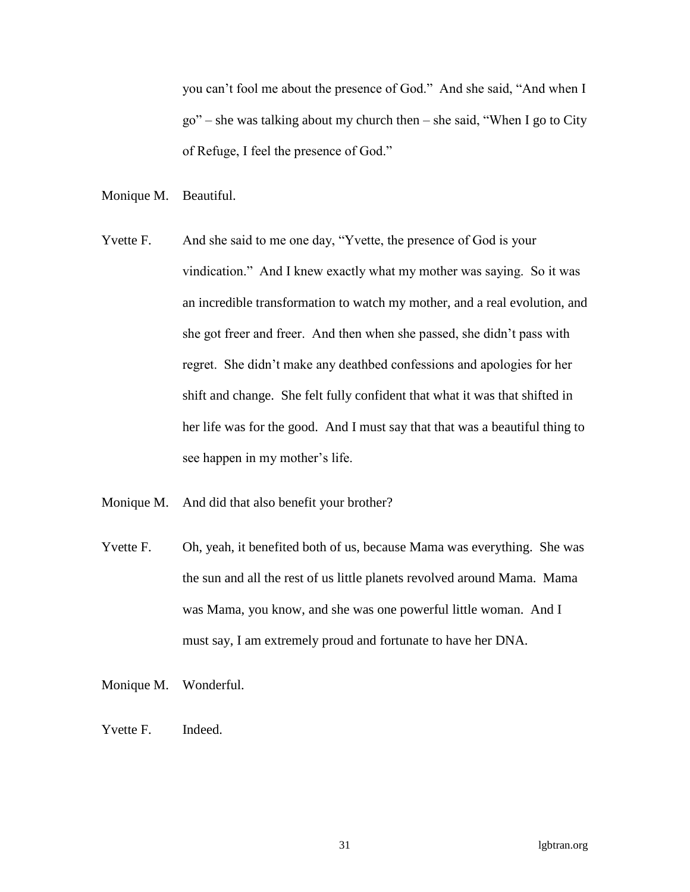you can't fool me about the presence of God." And she said, "And when I go" – she was talking about my church then – she said, "When I go to City of Refuge, I feel the presence of God."

Monique M. Beautiful.

Yvette F. And she said to me one day, "Yvette, the presence of God is your vindication." And I knew exactly what my mother was saying. So it was an incredible transformation to watch my mother, and a real evolution, and she got freer and freer. And then when she passed, she didn't pass with regret. She didn't make any deathbed confessions and apologies for her shift and change. She felt fully confident that what it was that shifted in her life was for the good. And I must say that that was a beautiful thing to see happen in my mother's life.

Monique M. And did that also benefit your brother?

Yvette F. Oh, yeah, it benefited both of us, because Mama was everything. She was the sun and all the rest of us little planets revolved around Mama. Mama was Mama, you know, and she was one powerful little woman. And I must say, I am extremely proud and fortunate to have her DNA.

Monique M. Wonderful.

Yvette F. Indeed.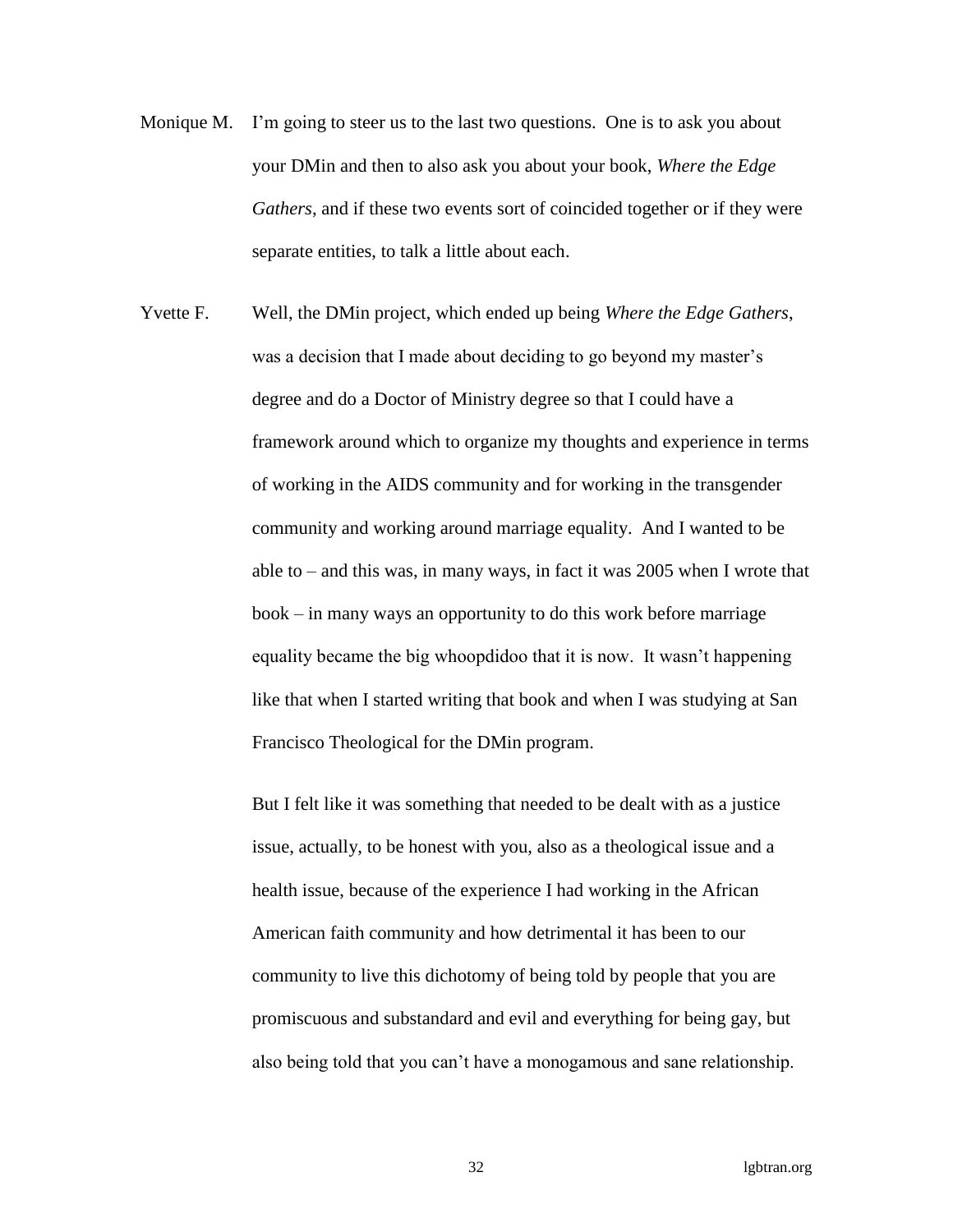Monique M. I'm going to steer us to the last two questions. One is to ask you about your DMin and then to also ask you about your book, *Where the Edge Gathers*, and if these two events sort of coincided together or if they were separate entities, to talk a little about each.

Yvette F. Well, the DMin project, which ended up being *Where the Edge Gathers*, was a decision that I made about deciding to go beyond my master's degree and do a Doctor of Ministry degree so that I could have a framework around which to organize my thoughts and experience in terms of working in the AIDS community and for working in the transgender community and working around marriage equality. And I wanted to be able to – and this was, in many ways, in fact it was 2005 when I wrote that book – in many ways an opportunity to do this work before marriage equality became the big whoopdidoo that it is now. It wasn't happening like that when I started writing that book and when I was studying at San Francisco Theological for the DMin program.

But I felt like it was something that needed to be dealt with as a justice issue, actually, to be honest with you, also as a theological issue and a health issue, because of the experience I had working in the African American faith community and how detrimental it has been to our community to live this dichotomy of being told by people that you are promiscuous and substandard and evil and everything for being gay, but also being told that you can't have a monogamous and sane relationship.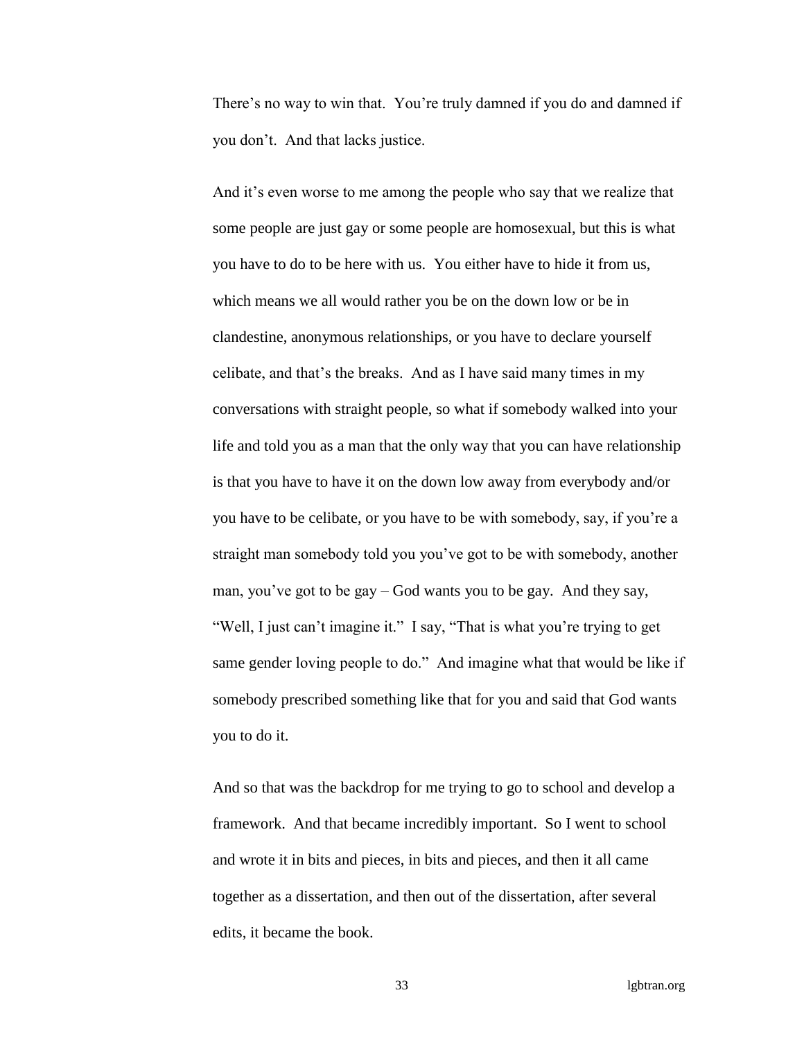There's no way to win that. You're truly damned if you do and damned if you don't. And that lacks justice.

And it's even worse to me among the people who say that we realize that some people are just gay or some people are homosexual, but this is what you have to do to be here with us. You either have to hide it from us, which means we all would rather you be on the down low or be in clandestine, anonymous relationships, or you have to declare yourself celibate, and that's the breaks. And as I have said many times in my conversations with straight people, so what if somebody walked into your life and told you as a man that the only way that you can have relationship is that you have to have it on the down low away from everybody and/or you have to be celibate, or you have to be with somebody, say, if you're a straight man somebody told you you've got to be with somebody, another man, you've got to be gay – God wants you to be gay. And they say, "Well, I just can't imagine it." I say, "That is what you're trying to get same gender loving people to do." And imagine what that would be like if somebody prescribed something like that for you and said that God wants you to do it.

And so that was the backdrop for me trying to go to school and develop a framework. And that became incredibly important. So I went to school and wrote it in bits and pieces, in bits and pieces, and then it all came together as a dissertation, and then out of the dissertation, after several edits, it became the book.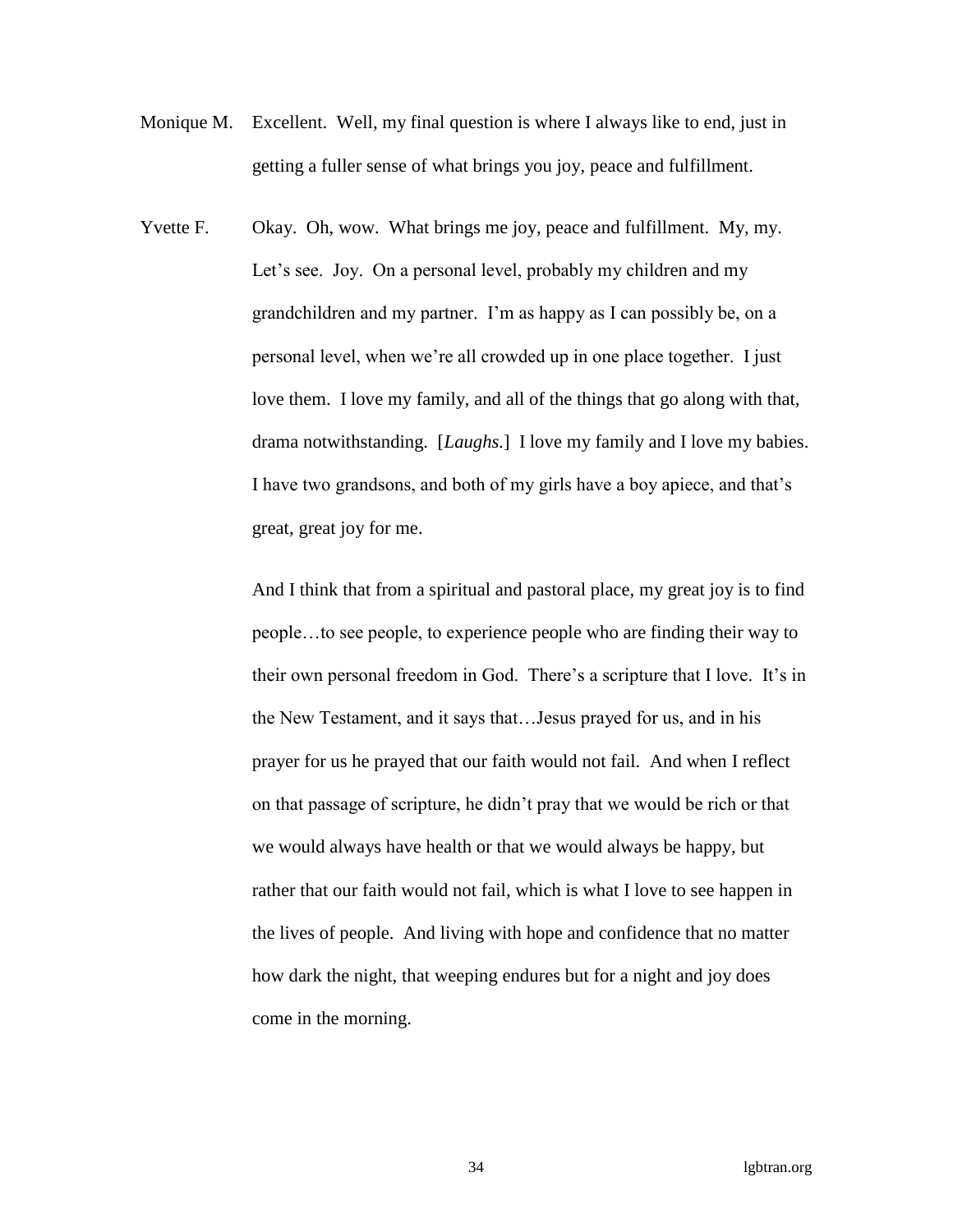Monique M. Excellent. Well, my final question is where I always like to end, just in getting a fuller sense of what brings you joy, peace and fulfillment.

Yvette F. Okay. Oh, wow. What brings me joy, peace and fulfillment. My, my. Let's see. Joy. On a personal level, probably my children and my grandchildren and my partner. I'm as happy as I can possibly be, on a personal level, when we're all crowded up in one place together. I just love them. I love my family, and all of the things that go along with that, drama notwithstanding. [*Laughs.*] I love my family and I love my babies. I have two grandsons, and both of my girls have a boy apiece, and that's great, great joy for me.

And I think that from a spiritual and pastoral place, my great joy is to find people…to see people, to experience people who are finding their way to their own personal freedom in God. There's a scripture that I love. It's in the New Testament, and it says that…Jesus prayed for us, and in his prayer for us he prayed that our faith would not fail. And when I reflect on that passage of scripture, he didn't pray that we would be rich or that we would always have health or that we would always be happy, but rather that our faith would not fail, which is what I love to see happen in the lives of people. And living with hope and confidence that no matter how dark the night, that weeping endures but for a night and joy does come in the morning.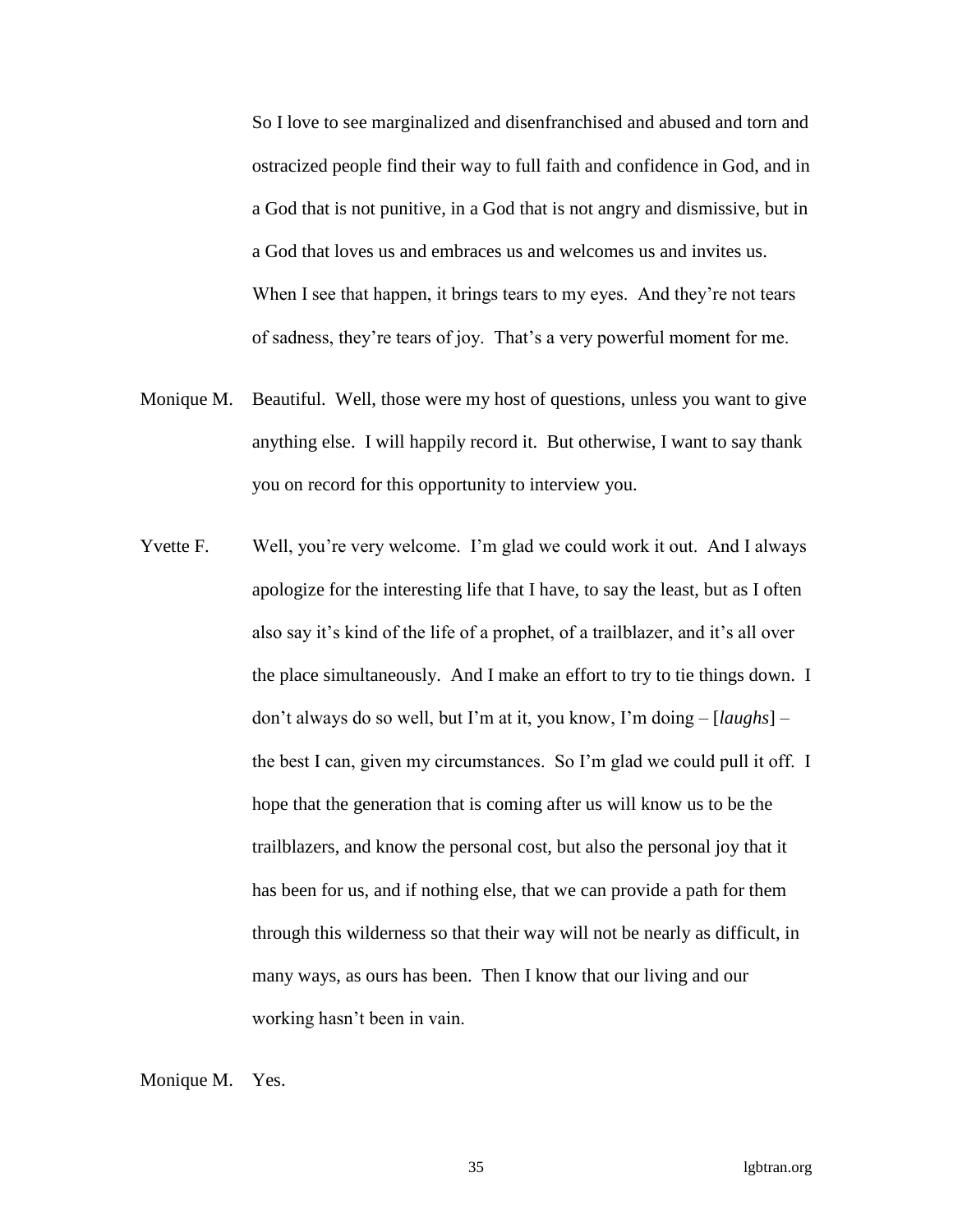So I love to see marginalized and disenfranchised and abused and torn and ostracized people find their way to full faith and confidence in God, and in a God that is not punitive, in a God that is not angry and dismissive, but in a God that loves us and embraces us and welcomes us and invites us. When I see that happen, it brings tears to my eyes. And they're not tears of sadness, they're tears of joy. That's a very powerful moment for me.

Monique M. Beautiful. Well, those were my host of questions, unless you want to give anything else. I will happily record it. But otherwise, I want to say thank you on record for this opportunity to interview you.

Yvette F. Well, you're very welcome. I'm glad we could work it out. And I always apologize for the interesting life that I have, to say the least, but as I often also say it's kind of the life of a prophet, of a trailblazer, and it's all over the place simultaneously. And I make an effort to try to tie things down. I don't always do so well, but I'm at it, you know, I'm doing – [*laughs*] – the best I can, given my circumstances. So I'm glad we could pull it off. I hope that the generation that is coming after us will know us to be the trailblazers, and know the personal cost, but also the personal joy that it has been for us, and if nothing else, that we can provide a path for them through this wilderness so that their way will not be nearly as difficult, in many ways, as ours has been. Then I know that our living and our working hasn't been in vain.

Monique M. Yes.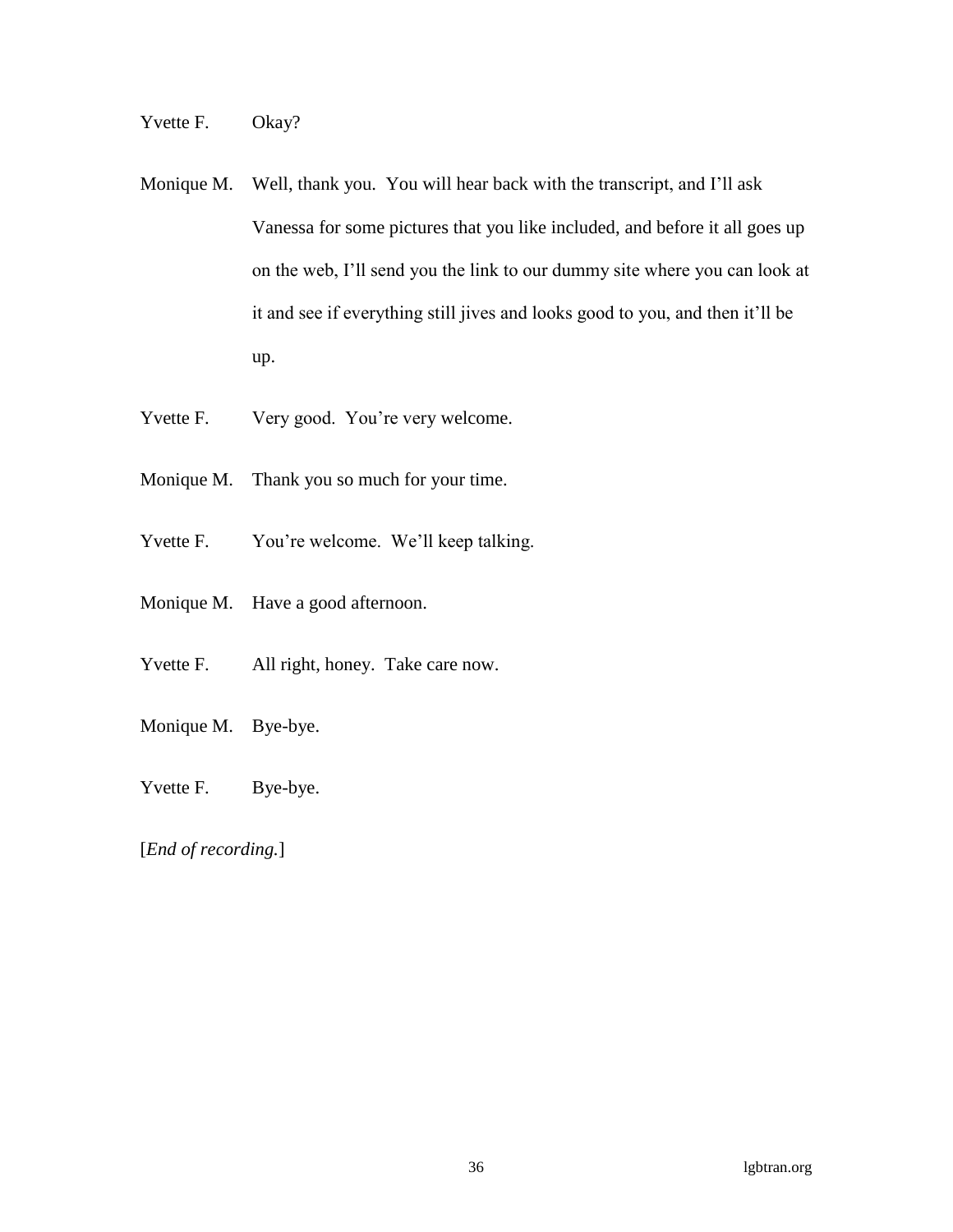Yvette F. Okay?

Monique M. Well, thank you. You will hear back with the transcript, and I'll ask Vanessa for some pictures that you like included, and before it all goes up on the web, I'll send you the link to our dummy site where you can look at it and see if everything still jives and looks good to you, and then it'll be up.

Yvette F. Very good. You're very welcome.

Monique M. Thank you so much for your time.

Yvette F. You're welcome. We'll keep talking.

Monique M. Have a good afternoon.

Yvette F. All right, honey. Take care now.

Monique M. Bye-bye.

Yvette F. Bye-bye.

[*End of recording.*]